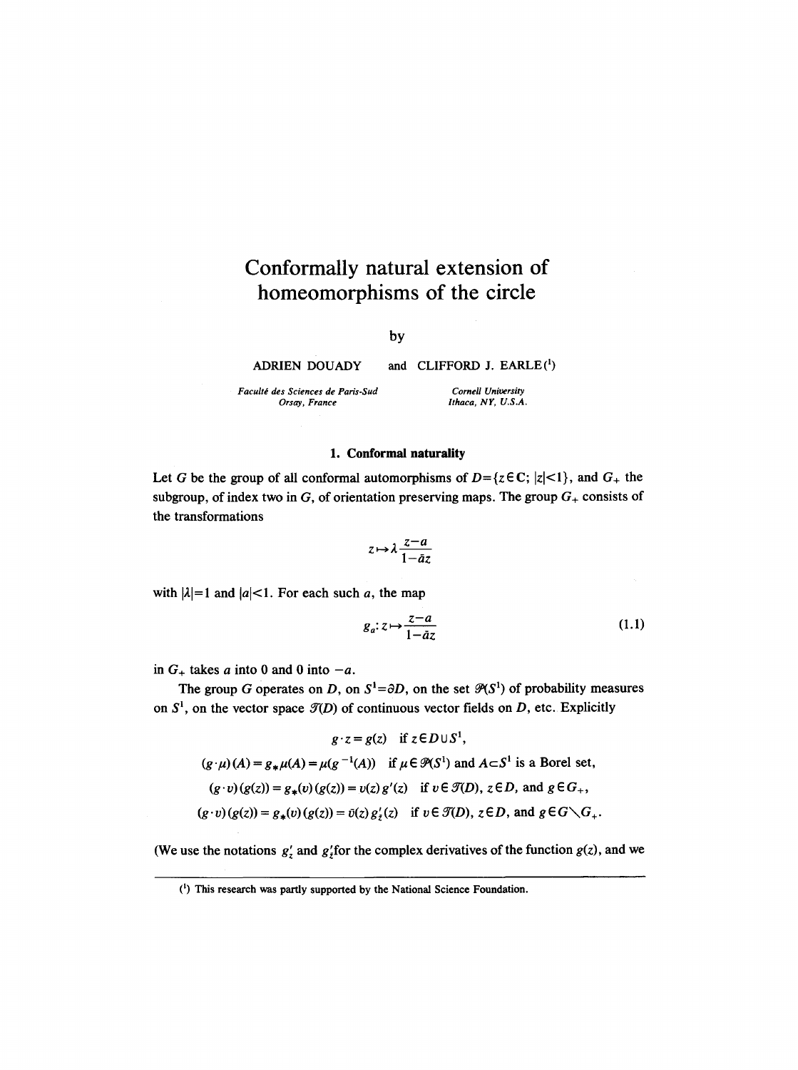# Conformally natural extension of homeomorphisms of the circle

by

ADRIEN DOUADY and CLIFFORD J. EARLE[1]

*Faculté des Sciences de Paris-Sud*
*Orsay, France*

*Cornell University*
*Ithaca, NY, U.S.A.*

## 1. Conformal naturality

Let $G$ be the group of all conformal automorphisms of $D=\{z\in\mathbf{C};\ |z|<1\}$, and $G_+$ the subgroup, of index two in $G$, of orientation preserving maps. The group $G_+$ consists of the transformations

$$z\mapsto\lambda\frac{z-a}{1-\bar{a}z}$$

with $|\lambda|=1$ and $|a|<1$. For each such $a$, the map

$$g_a\colon z\mapsto\frac{z-a}{1-\bar{a}z}\tag{1.1}$$

in $G_+$ takes $a$ into 0 and 0 into $-a$.

The group $G$ operates on $D$, on $S^1=\partial D$, on the set $\mathcal{P}(S^1)$ of probability measures on $S^1$, on the vector space $\mathcal{T}(D)$ of continuous vector fields on $D$, etc. Explicitly

$$g\cdot z=g(z)\quad \text{if } z\in D\cup S^1,$$

$$(g\cdot\mu)(A)=g_*\mu(A)=\mu(g^{-1}(A))\quad \text{if } \mu\in\mathcal{P}(S^1) \text{ and } A\subset S^1 \text{ is a Borel set,}$$

$$(g\cdot v)(g(z))=g_*(v)(g(z))=v(z)\,g'(z)\quad \text{if } v\in\mathcal{T}(D),\ z\in D, \text{ and } g\in G_+,$$

$$(g\cdot v)(g(z))=g_*(v)(g(z))=\bar{v}(z)\,g'_{\bar{z}}(z)\quad \text{if } v\in\mathcal{T}(D),\ z\in D, \text{ and } g\in G\setminus G_+.$$

(We use the notations $g'_z$ and $g'_{\bar{z}}$ for the complex derivatives of the function $g(z)$, and we

---

[1] This research was partly supported by the National Science Foundation.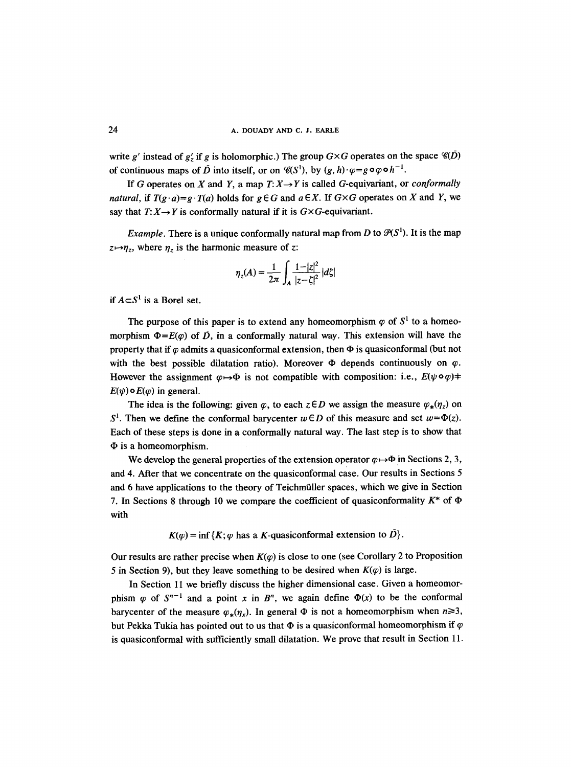write $g'$ instead of $g'_z$ if $g$ is holomorphic.) The group $G\times G$ operates on the space $\mathscr{C}(\bar{D})$ of continuous maps of $\bar{D}$ into itself, or on $\mathscr{C}(S^1)$, by $(g,h)\cdot\varphi = g\circ\varphi\circ h^{-1}$.

If $G$ operates on $X$ and $Y$, a map $T: X\to Y$ is called $G$-equivariant, or *conformally natural*, if $T(g\cdot a) = g\cdot T(a)$ holds for $g\in G$ and $a\in X$. If $G\times G$ operates on $X$ and $Y$, we say that $T: X\to Y$ is conformally natural if it is $G\times G$-equivariant.

*Example*. There is a unique conformally natural map from $D$ to $\mathscr{P}(S^1)$. It is the map $z\mapsto \eta_z$, where $\eta_z$ is the harmonic measure of $z$:

$$\eta_z(A) = \frac{1}{2\pi}\int_A \frac{1-|z|^2}{|z-\zeta|^2}|d\zeta|$$

if $A\subset S^1$ is a Borel set.

The purpose of this paper is to extend any homeomorphism $\varphi$ of $S^1$ to a homeomorphism $\Phi = E(\varphi)$ of $\bar{D}$, in a conformally natural way. This extension will have the property that if $\varphi$ admits a quasiconformal extension, then $\Phi$ is quasiconformal (but not with the best possible dilatation ratio). Moreover $\Phi$ depends continuously on $\varphi$. However the assignment $\varphi\mapsto\Phi$ is not compatible with composition: i.e., $E(\psi\circ\varphi) \neq E(\psi)\circ E(\varphi)$ in general.

The idea is the following: given $\varphi$, to each $z\in D$ we assign the measure $\varphi_*(\eta_z)$ on $S^1$. Then we define the conformal barycenter $w\in D$ of this measure and set $w = \Phi(z)$. Each of these steps is done in a conformally natural way. The last step is to show that $\Phi$ is a homeomorphism.

We develop the general properties of the extension operator $\varphi\mapsto\Phi$ in Sections 2, 3, and 4. After that we concentrate on the quasiconformal case. Our results in Sections 5 and 6 have applications to the theory of Teichmüller spaces, which we give in Section 7. In Sections 8 through 10 we compare the coefficient of quasiconformality $K^*$ of $\Phi$ with

$$K(\varphi) = \inf\{K; \varphi \text{ has a } K\text{-quasiconformal extension to } \bar{D}\}.$$

Our results are rather precise when $K(\varphi)$ is close to one (see Corollary 2 to Proposition 5 in Section 9), but they leave something to be desired when $K(\varphi)$ is large.

In Section 11 we briefly discuss the higher dimensional case. Given a homeomorphism $\varphi$ of $S^{n-1}$ and a point $x$ in $B^n$, we again define $\Phi(x)$ to be the conformal barycenter of the measure $\varphi_*(\eta_x)$. In general $\Phi$ is not a homeomorphism when $n\geq 3$, but Pekka Tukia has pointed out to us that $\Phi$ is a quasiconformal homeomorphism if $\varphi$ is quasiconformal with sufficiently small dilatation. We prove that result in Section 11.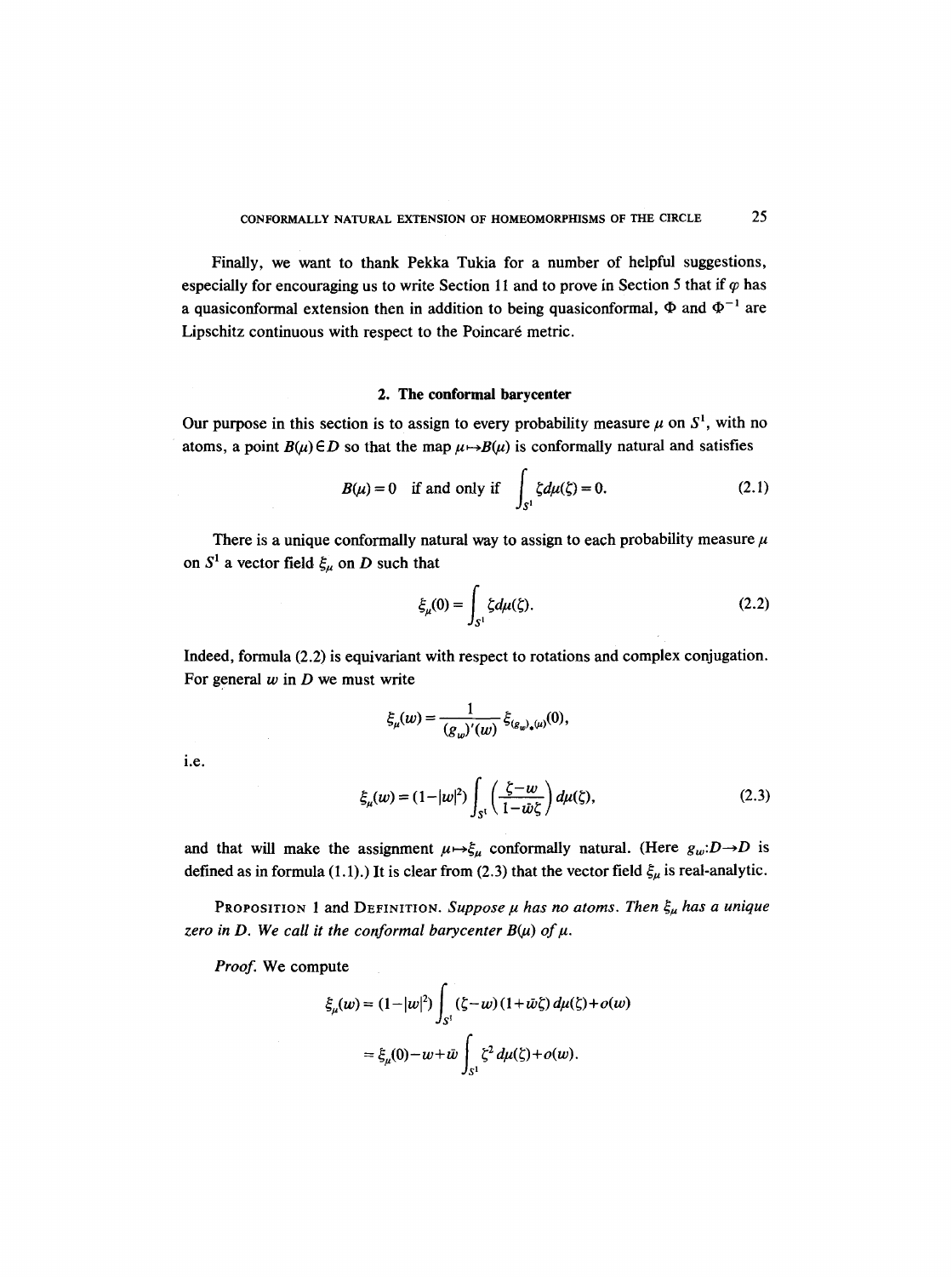Finally, we want to thank Pekka Tukia for a number of helpful suggestions, especially for encouraging us to write Section 11 and to prove in Section 5 that if $\varphi$ has a quasiconformal extension then in addition to being quasiconformal, $\Phi$ and $\Phi^{-1}$ are Lipschitz continuous with respect to the Poincaré metric.

## 2. The conformal barycenter

Our purpose in this section is to assign to every probability measure $\mu$ on $S^1$, with no atoms, a point $B(\mu) \in D$ so that the map $\mu \mapsto B(\mu)$ is conformally natural and satisfies

$$B(\mu) = 0 \quad \text{if and only if} \quad \int_{S^1} \zeta \, d\mu(\zeta) = 0. \tag{2.1}$$

There is a unique conformally natural way to assign to each probability measure $\mu$ on $S^1$ a vector field $\xi_\mu$ on $D$ such that

$$\xi_\mu(0) = \int_{S^1} \zeta \, d\mu(\zeta). \tag{2.2}$$

Indeed, formula (2.2) is equivariant with respect to rotations and complex conjugation. For general $w$ in $D$ we must write

$$\xi_\mu(w) = \frac{1}{(g_w)'(w)} \xi_{(g_w)_* (\mu)}(0),$$

i.e.

$$\xi_\mu(w) = (1 - |w|^2) \int_{S^1} \left( \frac{\zeta - w}{1 - \bar{w}\zeta} \right) d\mu(\zeta), \tag{2.3}$$

and that will make the assignment $\mu \mapsto \xi_\mu$ conformally natural. (Here $g_w : D \to D$ is defined as in formula (1.1).) It is clear from (2.3) that the vector field $\xi_\mu$ is real-analytic.

PROPOSITION 1 and DEFINITION. *Suppose $\mu$ has no atoms. Then $\xi_\mu$ has a unique zero in $D$. We call it the conformal barycenter $B(\mu)$ of $\mu$.*

*Proof.* We compute

$$\begin{aligned}
\xi_\mu(w) &= (1 - |w|^2) \int_{S^1} (\zeta - w)(1 + \bar{w}\zeta) \, d\mu(\zeta) + o(w) \\
&= \xi_\mu(0) - w + \bar{w} \int_{S^1} \zeta^2 \, d\mu(\zeta) + o(w).
\end{aligned}$$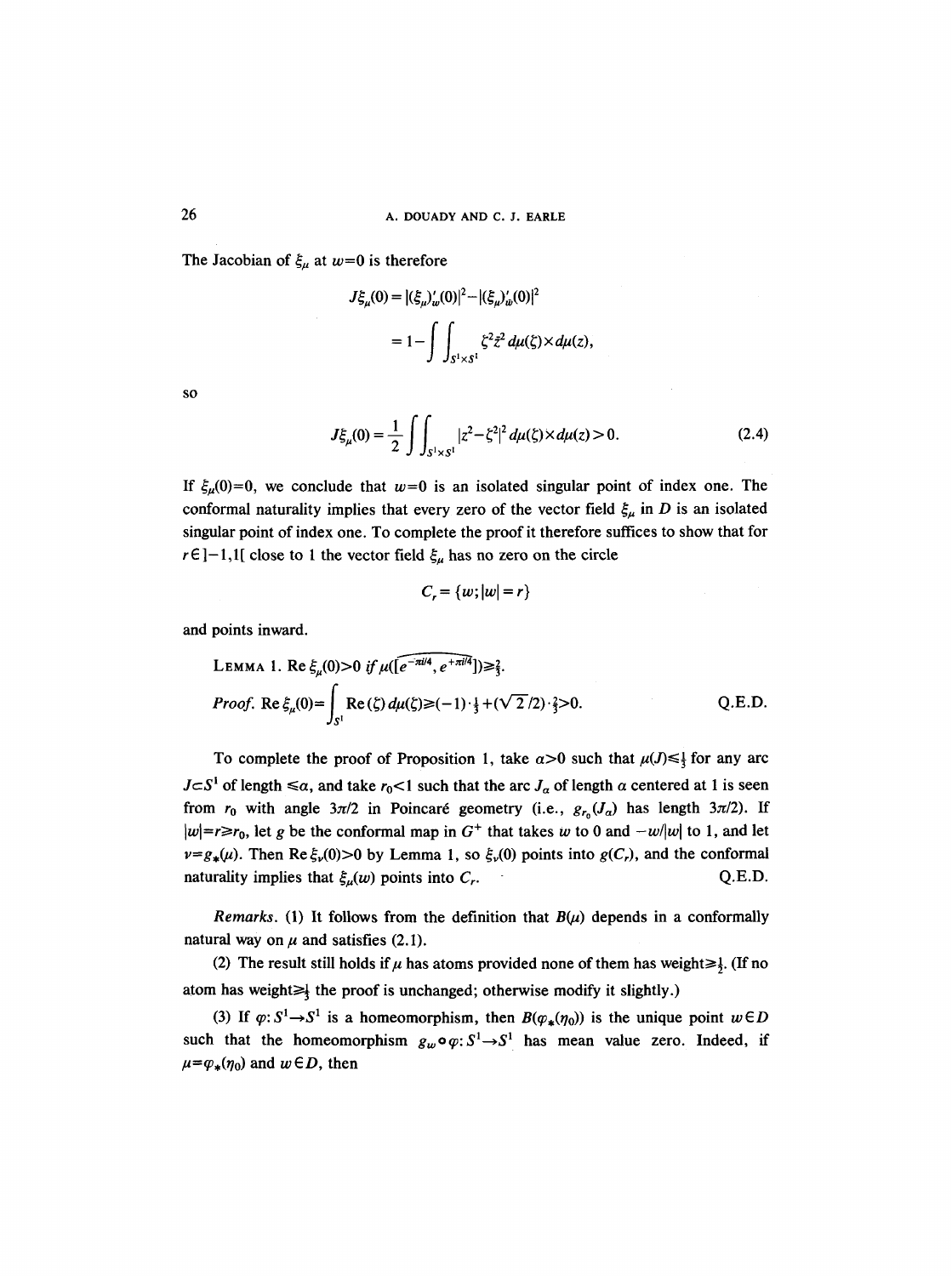The Jacobian of $\xi_\mu$ at $w=0$ is therefore

$$J\xi_\mu(0) = |(\xi_\mu)'_w(0)|^2 - |(\xi_\mu)'_{\bar{w}}(0)|^2$$

$$= 1 - \int\int_{S^1\times S^1} \zeta^2 \bar{z}^2 \, d\mu(\zeta)\times d\mu(z),$$

so

$$J\xi_\mu(0) = \frac{1}{2}\int\int_{S^1\times S^1} |z^2-\zeta^2|^2 \, d\mu(\zeta)\times d\mu(z) > 0. \tag{2.4}$$

If $\xi_\mu(0)=0$, we conclude that $w=0$ is an isolated singular point of index one. The conformal naturality implies that every zero of the vector field $\xi_\mu$ in $D$ is an isolated singular point of index one. To complete the proof it therefore suffices to show that for $r\in ]-1,1[$ close to 1 the vector field $\xi_\mu$ has no zero on the circle

$$C_r = \{w; |w| = r\}$$

and points inward.

LEMMA 1. *$\operatorname{Re} \xi_\mu(0)>0$ if $\mu(\widehat{[e^{-\pi i/4}, e^{+\pi i/4}]})\geq \frac{2}{3}$.*

*Proof.* $\operatorname{Re} \xi_\mu(0) = \int_{S^1} \operatorname{Re}(\zeta)\, d\mu(\zeta) \geq (-1)\cdot\frac{1}{3} + (\sqrt{2}/2)\cdot\frac{2}{3} > 0.$ Q.E.D.

To complete the proof of Proposition 1, take $\alpha>0$ such that $\mu(J)\leq\frac{1}{3}$ for any arc $J\subset S^1$ of length $\leq\alpha$, and take $r_0<1$ such that the arc $J_\alpha$ of length $\alpha$ centered at 1 is seen from $r_0$ with angle $3\pi/2$ in Poincaré geometry (i.e., $g_{r_0}(J_\alpha)$ has length $3\pi/2$). If $|w|=r\geq r_0$, let $g$ be the conformal map in $G^+$ that takes $w$ to 0 and $-w/|w|$ to 1, and let $\nu=g_*(\mu)$. Then $\operatorname{Re}\xi_\nu(0)>0$ by Lemma 1, so $\xi_\nu(0)$ points into $g(C_r)$, and the conformal naturality implies that $\xi_\mu(w)$ points into $C_r$. Q.E.D.

*Remarks.* (1) It follows from the definition that $B(\mu)$ depends in a conformally natural way on $\mu$ and satisfies (2.1).

(2) The result still holds if $\mu$ has atoms provided none of them has weight$\geq\frac{1}{2}$. (If no atom has weight$\geq\frac{1}{3}$ the proof is unchanged; otherwise modify it slightly.)

(3) If $\varphi: S^1\to S^1$ is a homeomorphism, then $B(\varphi_*(\eta_0))$ is the unique point $w\in D$ such that the homeomorphism $g_w\circ\varphi: S^1\to S^1$ has mean value zero. Indeed, if $\mu=\varphi_*(\eta_0)$ and $w\in D$, then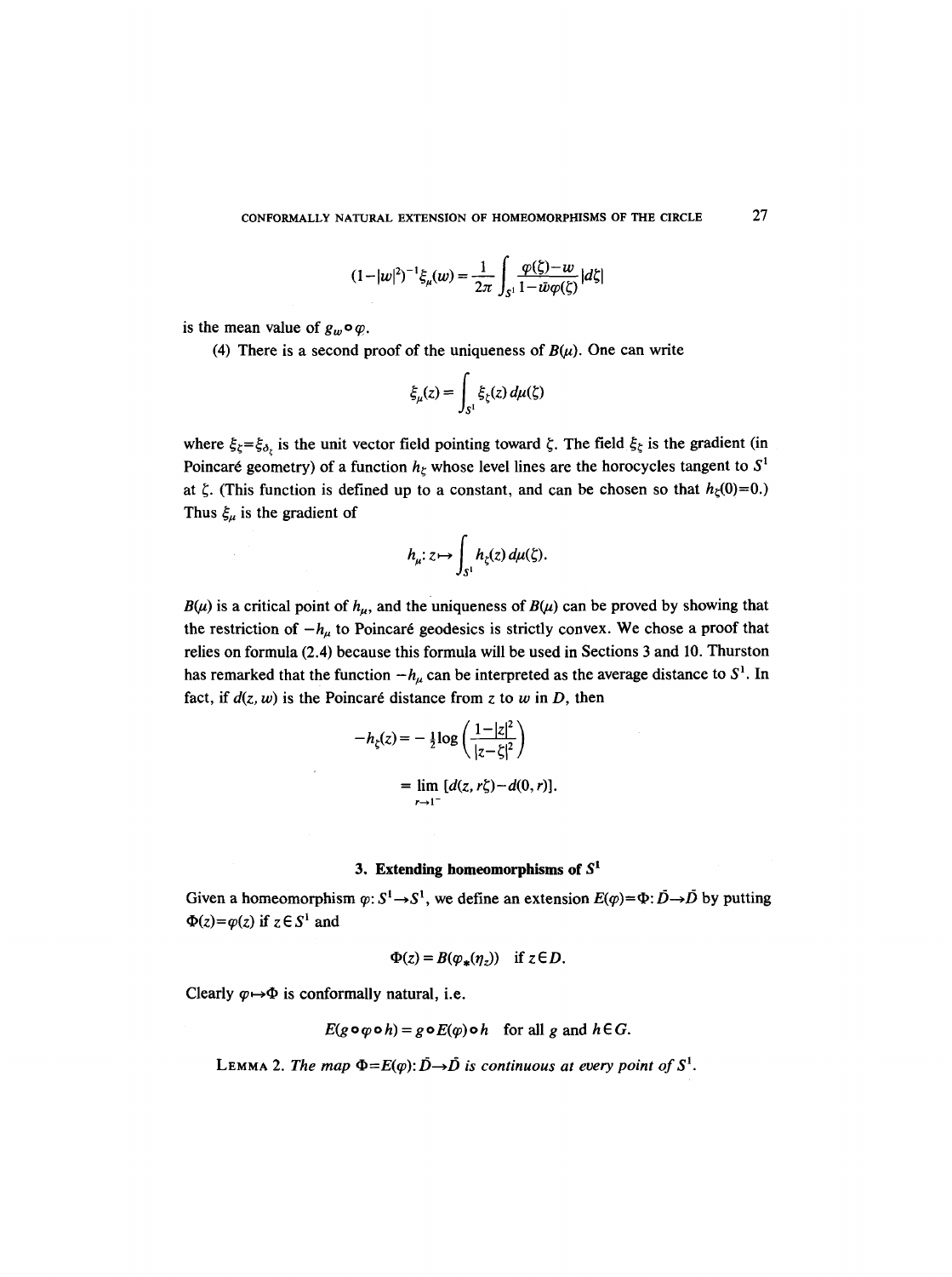$$(1-|w|^2)^{-1}\xi_\mu(w) = \frac{1}{2\pi}\int_{S^1} \frac{\varphi(\zeta)-w}{1-\bar{w}\varphi(\zeta)}\,|d\zeta|$$

is the mean value of $g_w \circ \varphi$.

(4) There is a second proof of the uniqueness of $B(\mu)$. One can write

$$\xi_\mu(z) = \int_{S^1} \xi_\zeta(z)\, d\mu(\zeta)$$

where $\xi_\zeta = \xi_{\delta_\zeta}$ is the unit vector field pointing toward $\zeta$. The field $\xi_\zeta$ is the gradient (in Poincaré geometry) of a function $h_\zeta$ whose level lines are the horocycles tangent to $S^1$ at $\zeta$. (This function is defined up to a constant, and can be chosen so that $h_\zeta(0)=0$.) Thus $\xi_\mu$ is the gradient of

$$h_\mu : z \mapsto \int_{S^1} h_\zeta(z)\, d\mu(\zeta).$$

$B(\mu)$ is a critical point of $h_\mu$, and the uniqueness of $B(\mu)$ can be proved by showing that the restriction of $-h_\mu$ to Poincaré geodesics is strictly convex. We chose a proof that relies on formula (2.4) because this formula will be used in Sections 3 and 10. Thurston has remarked that the function $-h_\mu$ can be interpreted as the average distance to $S^1$. In fact, if $d(z, w)$ is the Poincaré distance from $z$ to $w$ in $D$, then

$$\begin{aligned} -h_\zeta(z) &= -\tfrac{1}{2}\log\left(\frac{1-|z|^2}{|z-\zeta|^2}\right) \\ &= \lim_{r\to 1^-} [d(z, r\zeta) - d(0, r)]. \end{aligned}$$

## 3. Extending homeomorphisms of $S^1$

Given a homeomorphism $\varphi : S^1 \to S^1$, we define an extension $E(\varphi) = \Phi : \bar{D} \to \bar{D}$ by putting $\Phi(z) = \varphi(z)$ if $z \in S^1$ and

$$\Phi(z) = B(\varphi_*(\eta_z)) \quad \text{if } z \in D.$$

Clearly $\varphi \mapsto \Phi$ is conformally natural, i.e.

$$E(g \circ \varphi \circ h) = g \circ E(\varphi) \circ h \quad \text{for all } g \text{ and } h \in G.$$

LEMMA 2. *The map $\Phi = E(\varphi) : \bar{D} \to \bar{D}$ is continuous at every point of $S^1$.*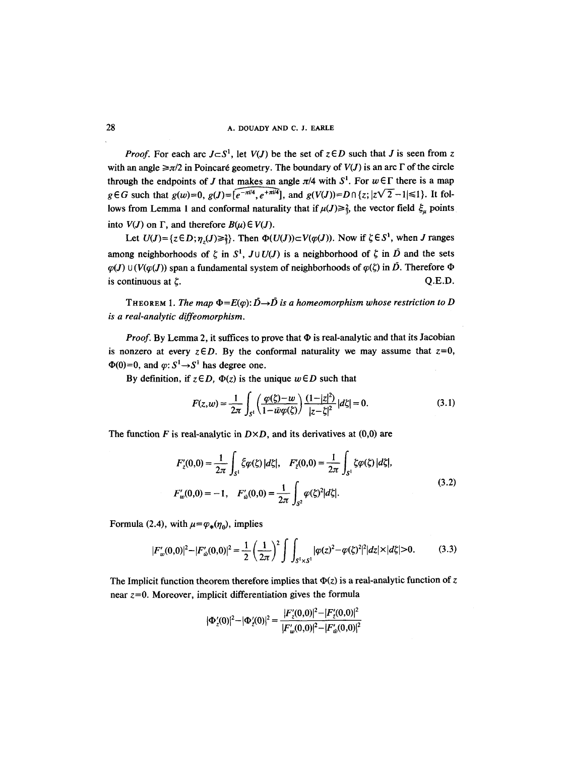*Proof.* For each arc $J \subset S^1$, let $V(J)$ be the set of $z \in D$ such that $J$ is seen from $z$ with an angle $\geq \pi/2$ in Poincaré geometry. The boundary of $V(J)$ is an arc $\Gamma$ of the circle through the endpoints of $J$ that makes an angle $\pi/4$ with $S^1$. For $w \in \Gamma$ there is a map $g \in G$ such that $g(w)=0$, $g(J)=\widehat{[e^{-\pi i/4}, e^{+\pi i/4}]}$, and $g(V(J))=D \cap \{z; |z\sqrt{2}-1| \leq 1\}$. It follows from Lemma 1 and conformal naturality that if $\mu(J) \geq \frac{2}{3}$, the vector field $\xi_\mu$ points into $V(J)$ on $\Gamma$, and therefore $B(\mu) \in V(J)$.

Let $U(J)=\{z \in D; \eta_z(J) \geq \frac{2}{3}\}$. Then $\Phi(U(J)) \subset V(\varphi(J))$. Now if $\zeta \in S^1$, when $J$ ranges among neighborhoods of $\zeta$ in $S^1$, $J \cup U(J)$ is a neighborhood of $\zeta$ in $\bar{D}$ and the sets $\varphi(J) \cup (V(\varphi(J))$ span a fundamental system of neighborhoods of $\varphi(\zeta)$ in $\bar{D}$. Therefore $\Phi$ is continuous at $\zeta$. Q.E.D.

THEOREM 1. *The map $\Phi = E(\varphi)$: $\bar{D} \to \bar{D}$ is a homeomorphism whose restriction to $D$ is a real-analytic diffeomorphism.*

*Proof.* By Lemma 2, it suffices to prove that $\Phi$ is real-analytic and that its Jacobian is nonzero at every $z \in D$. By the conformal naturality we may assume that $z=0$, $\Phi(0)=0$, and $\varphi$: $S^1 \to S^1$ has degree one.

By definition, if $z \in D$, $\Phi(z)$ is the unique $w \in D$ such that

$$F(z,w) = \frac{1}{2\pi} \int_{S^1} \left( \frac{\varphi(\zeta)-w}{1-\bar{w}\varphi(\zeta)} \right) \frac{(1-|z|^2)}{|z-\zeta|^2} |d\zeta| = 0. \tag{3.1}$$

The function $F$ is real-analytic in $D \times D$, and its derivatives at $(0,0)$ are

$$\begin{aligned} F'_z(0,0) &= \frac{1}{2\pi} \int_{S^1} \bar{\zeta}\varphi(\zeta)\,|d\zeta|, \quad F'_{\bar{z}}(0,0) = \frac{1}{2\pi} \int_{S^1} \zeta\varphi(\zeta)\,|d\zeta|, \\ F'_w(0,0) &= -1, \quad F'_{\bar{w}}(0,0) = \frac{1}{2\pi} \int_{S^2} \varphi(\zeta)^2 |d\zeta|. \end{aligned} \tag{3.2}$$

Formula (2.4), with $\mu = \varphi_*(\eta_0)$, implies

$$|F'_w(0,0)|^2 - |F'_{\bar{w}}(0,0)|^2 = \frac{1}{2}\left(\frac{1}{2\pi}\right)^2 \int\int_{S^1 \times S^1} |\varphi(z)^2 - \varphi(\zeta)^2|^2 |dz| \times |d\zeta| > 0. \tag{3.3}$$

The Implicit function theorem therefore implies that $\Phi(z)$ is a real-analytic function of $z$ near $z=0$. Moreover, implicit differentiation gives the formula

$$|\Phi'_z(0)|^2 - |\Phi'_{\bar{z}}(0)|^2 = \frac{|F'_z(0,0)|^2 - |F'_{\bar{z}}(0,0)|^2}{|F'_w(0,0)|^2 - |F'_{\bar{w}}(0,0)|^2}$$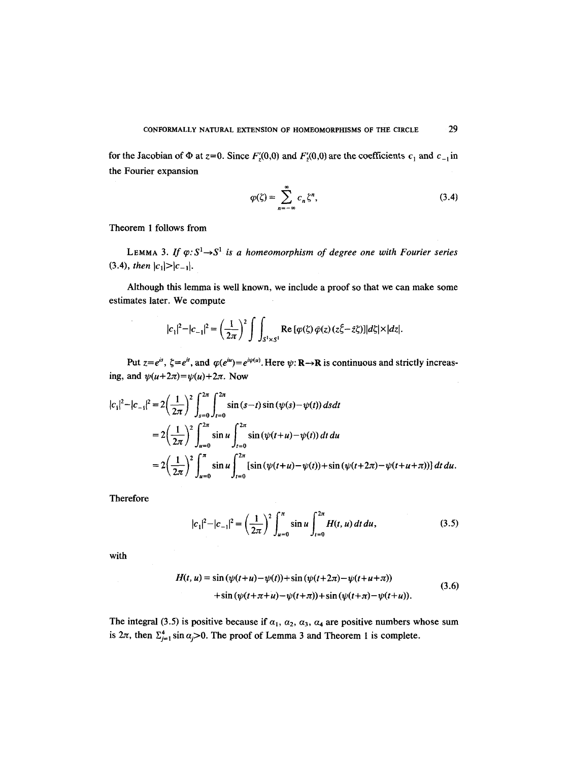for the Jacobian of $\Phi$ at $z=0$. Since $F_z'(0,0)$ and $F_{\bar{z}}'(0,0)$ are the coefficients $c_1$ and $c_{-1}$ in the Fourier expansion

$$\varphi(\zeta) = \sum_{n=-\infty}^{\infty} c_n \zeta^n, \tag{3.4}$$

Theorem 1 follows from

LEMMA 3. *If $\varphi: S^1 \to S^1$ is a homeomorphism of degree one with Fourier series (3.4), then $|c_1| > |c_{-1}|$.*

Although this lemma is well known, we include a proof so that we can make some estimates later. We compute

$$|c_1|^2 - |c_{-1}|^2 = \left(\frac{1}{2\pi}\right)^2 \int\int_{S^1 \times S^1} \operatorname{Re}\left[\varphi(\zeta)\bar{\varphi}(z)(z\bar{\zeta} - \bar{z}\zeta)\right] |d\zeta| \times |dz|.$$

Put $z = e^{is}$, $\zeta = e^{it}$, and $\varphi(e^{iu}) = e^{i\psi(u)}$. Here $\psi: \mathbf{R} \to \mathbf{R}$ is continuous and strictly increasing, and $\psi(u+2\pi) = \psi(u) + 2\pi$. Now

$$\begin{aligned}
|c_1|^2 - |c_{-1}|^2 &= 2\left(\frac{1}{2\pi}\right)^2 \int_{s=0}^{2\pi} \int_{t=0}^{2\pi} \sin(s-t)\sin(\psi(s) - \psi(t))\, ds\, dt \\
&= 2\left(\frac{1}{2\pi}\right)^2 \int_{u=0}^{2\pi} \sin u \int_{t=0}^{2\pi} \sin(\psi(t+u) - \psi(t))\, dt\, du \\
&= 2\left(\frac{1}{2\pi}\right)^2 \int_{u=0}^{\pi} \sin u \int_{t=0}^{2\pi} \left[\sin(\psi(t+u) - \psi(t)) + \sin(\psi(t+2\pi) - \psi(t+u+\pi))\right] dt\, du.
\end{aligned}$$

Therefore

$$|c_1|^2 - |c_{-1}|^2 = \left(\frac{1}{2\pi}\right)^2 \int_{u=0}^{\pi} \sin u \int_{t=0}^{2\pi} H(t,u)\, dt\, du, \tag{3.5}$$

with

$$\begin{aligned}
H(t,u) = {} & \sin(\psi(t+u) - \psi(t)) + \sin(\psi(t+2\pi) - \psi(t+u+\pi)) \\
& + \sin(\psi(t+\pi+u) - \psi(t+\pi)) + \sin(\psi(t+\pi) - \psi(t+u)).
\end{aligned} \tag{3.6}$$

The integral (3.5) is positive because if $\alpha_1, \alpha_2, \alpha_3, \alpha_4$ are positive numbers whose sum is $2\pi$, then $\sum_{j=1}^{4} \sin \alpha_j > 0$. The proof of Lemma 3 and Theorem 1 is complete.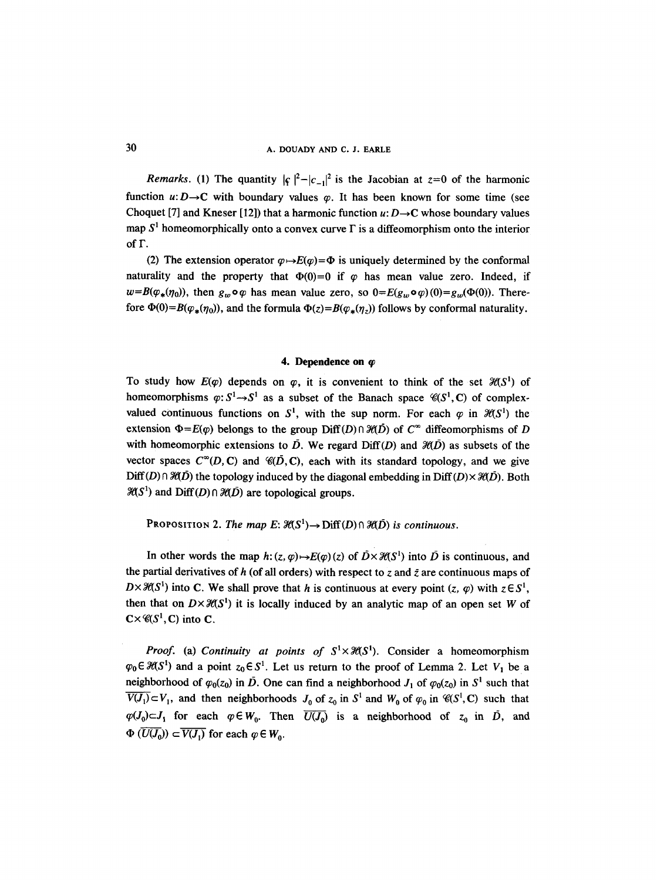*Remarks.* (1) The quantity $|\varsigma|^2-|c_{-1}|^2$ is the Jacobian at $z=0$ of the harmonic function $u: D\to \mathbf{C}$ with boundary values $\varphi$. It has been known for some time (see Choquet [7] and Kneser [12]) that a harmonic function $u: D\to\mathbf{C}$ whose boundary values map $S^1$ homeomorphically onto a convex curve $\Gamma$ is a diffeomorphism onto the interior of $\Gamma$.

(2) The extension operator $\varphi\mapsto E(\varphi)=\Phi$ is uniquely determined by the conformal naturality and the property that $\Phi(0)=0$ if $\varphi$ has mean value zero. Indeed, if $w=B(\varphi_*(\eta_0))$, then $g_w\circ\varphi$ has mean value zero, so $0=E(g_w\circ\varphi)(0)=g_w(\Phi(0))$. Therefore $\Phi(0)=B(\varphi_*(\eta_0))$, and the formula $\Phi(z)=B(\varphi_*(\eta_z))$ follows by conformal naturality.

## 4. Dependence on $\varphi$

To study how $E(\varphi)$ depends on $\varphi$, it is convenient to think of the set $\mathcal{H}(S^1)$ of homeomorphisms $\varphi: S^1\to S^1$ as a subset of the Banach space $\mathcal{C}(S^1,\mathbf{C})$ of complex-valued continuous functions on $S^1$, with the sup norm. For each $\varphi$ in $\mathcal{H}(S^1)$ the extension $\Phi=E(\varphi)$ belongs to the group $\mathrm{Diff}(D)\cap\mathcal{H}(\bar D)$ of $C^\infty$ diffeomorphisms of $D$ with homeomorphic extensions to $\bar D$. We regard $\mathrm{Diff}(D)$ and $\mathcal{H}(\bar D)$ as subsets of the vector spaces $C^\infty(D,\mathbf{C})$ and $\mathcal{C}(\bar D,\mathbf{C})$, each with its standard topology, and we give $\mathrm{Diff}(D)\cap\mathcal{H}(\bar D)$ the topology induced by the diagonal embedding in $\mathrm{Diff}(D)\times\mathcal{H}(\bar D)$. Both $\mathcal{H}(S^1)$ and $\mathrm{Diff}(D)\cap\mathcal{H}(\bar D)$ are topological groups.

PROPOSITION 2. *The map* $E: \mathcal{H}(S^1)\to\mathrm{Diff}(D)\cap\mathcal{H}(\bar D)$ *is continuous.*

In other words the map $h: (z,\varphi)\mapsto E(\varphi)(z)$ of $\bar D\times\mathcal{H}(S^1)$ into $\bar D$ is continuous, and the partial derivatives of $h$ (of all orders) with respect to $z$ and $\bar z$ are continuous maps of $D\times\mathcal{H}(S^1)$ into $\mathbf{C}$. We shall prove that $h$ is continuous at every point $(z,\varphi)$ with $z\in S^1$, then that on $D\times\mathcal{H}(S^1)$ it is locally induced by an analytic map of an open set $W$ of $\mathbf{C}\times\mathcal{C}(S^1,\mathbf{C})$ into $\mathbf{C}$.

*Proof.* (a) *Continuity at points of* $S^1\times\mathcal{H}(S^1)$. Consider a homeomorphism $\varphi_0\in\mathcal{H}(S^1)$ and a point $z_0\in S^1$. Let us return to the proof of Lemma 2. Let $V_1$ be a neighborhood of $\varphi_0(z_0)$ in $\bar D$. One can find a neighborhood $J_1$ of $\varphi_0(z_0)$ in $S^1$ such that $\overline{V(J_1)}\subset V_1$, and then neighborhoods $J_0$ of $z_0$ in $S^1$ and $W_0$ of $\varphi_0$ in $\mathcal{C}(S^1,\mathbf{C})$ such that $\varphi(J_0)\subset J_1$ for each $\varphi\in W_0$. Then $\overline{U(J_0)}$ is a neighborhood of $z_0$ in $\bar D$, and $\Phi(\overline{U(J_0)})\subset\overline{V(J_1)}$ for each $\varphi\in W_0$.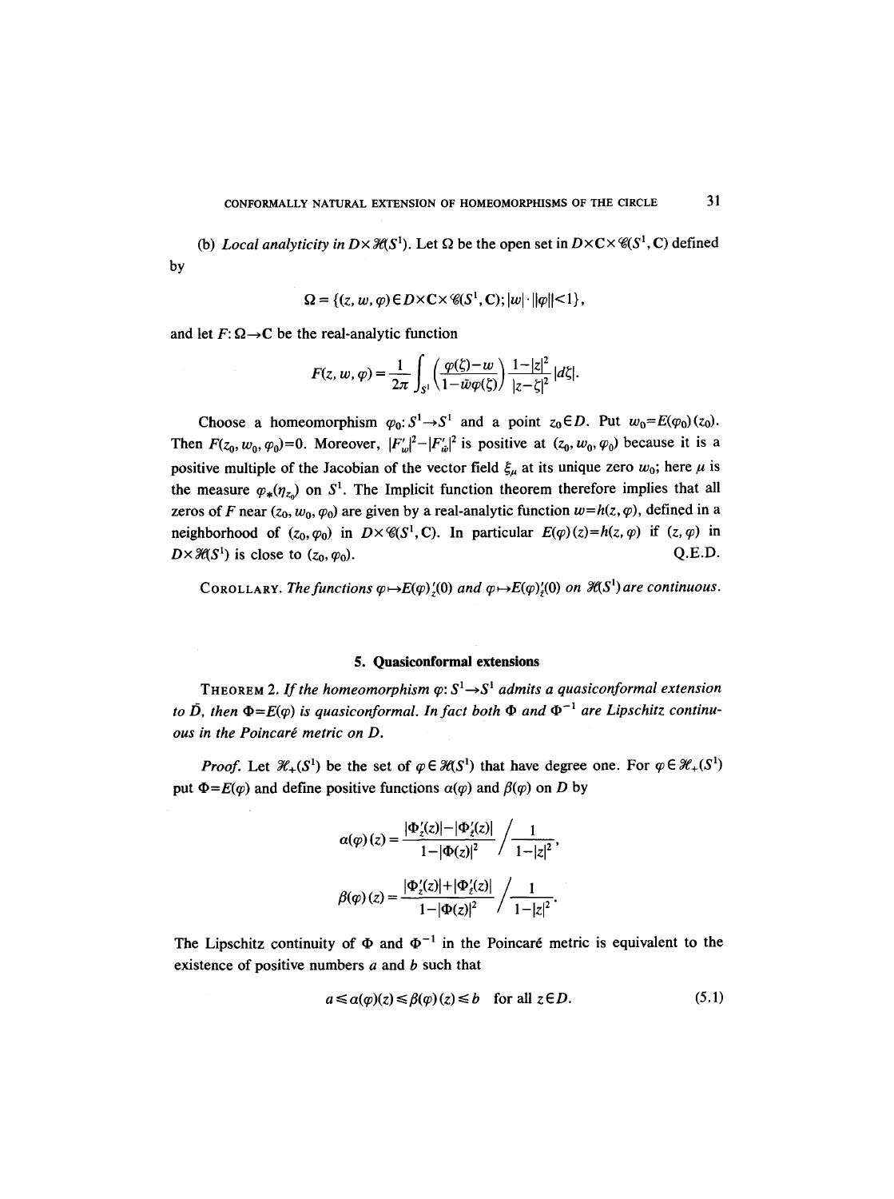(b) *Local analyticity in $D\times\mathcal{H}(S^1)$.* Let $\Omega$ be the open set in $D\times\mathbf{C}\times\mathcal{C}(S^1,\mathbf{C})$ defined by

$$\Omega=\{(z,w,\varphi)\in D\times\mathbf{C}\times\mathcal{C}(S^1,\mathbf{C});|w|\cdot\|\varphi\|<1\},$$

and let $F:\Omega\to\mathbf{C}$ be the real-analytic function

$$F(z,w,\varphi)=\frac{1}{2\pi}\int_{S^1}\left(\frac{\varphi(\zeta)-w}{1-\bar{w}\varphi(\zeta)}\right)\frac{1-|z|^2}{|z-\zeta|^2}|d\zeta|.$$

Choose a homeomorphism $\varphi_0: S^1\to S^1$ and a point $z_0\in D$. Put $w_0=E(\varphi_0)(z_0)$. Then $F(z_0,w_0,\varphi_0)=0$. Moreover, $|F'_w|^2-|F'_{\bar{w}}|^2$ is positive at $(z_0,w_0,\varphi_0)$ because it is a positive multiple of the Jacobian of the vector field $\xi_\mu$ at its unique zero $w_0$; here $\mu$ is the measure $\varphi_*(\eta_{z_0})$ on $S^1$. The Implicit function theorem therefore implies that all zeros of $F$ near $(z_0,w_0,\varphi_0)$ are given by a real-analytic function $w=h(z,\varphi)$, defined in a neighborhood of $(z_0,\varphi_0)$ in $D\times\mathcal{C}(S^1,\mathbf{C})$. In particular $E(\varphi)(z)=h(z,\varphi)$ if $(z,\varphi)$ in $D\times\mathcal{H}(S^1)$ is close to $(z_0,\varphi_0)$. Q.E.D.

COROLLARY. *The functions $\varphi\mapsto E(\varphi)'_z(0)$ and $\varphi\mapsto E(\varphi)'_{\bar{z}}(0)$ on $\mathcal{H}(S^1)$ are continuous.*

## 5. Quasiconformal extensions

THEOREM 2. *If the homeomorphism $\varphi: S^1\to S^1$ admits a quasiconformal extension to $\bar{D}$, then $\Phi=E(\varphi)$ is quasiconformal. In fact both $\Phi$ and $\Phi^{-1}$ are Lipschitz continuous in the Poincaré metric on $D$.*

*Proof.* Let $\mathcal{H}_+(S^1)$ be the set of $\varphi\in\mathcal{H}(S^1)$ that have degree one. For $\varphi\in\mathcal{H}_+(S^1)$ put $\Phi=E(\varphi)$ and define positive functions $\alpha(\varphi)$ and $\beta(\varphi)$ on $D$ by

$$\alpha(\varphi)(z)=\frac{|\Phi'_z(z)|-|\Phi'_{\bar{z}}(z)|}{1-|\Phi(z)|^2}\Big/\frac{1}{1-|z|^2},$$

$$\beta(\varphi)(z)=\frac{|\Phi'_z(z)|+|\Phi'_{\bar{z}}(z)|}{1-|\Phi(z)|^2}\Big/\frac{1}{1-|z|^2}.$$

The Lipschitz continuity of $\Phi$ and $\Phi^{-1}$ in the Poincaré metric is equivalent to the existence of positive numbers $a$ and $b$ such that

$$a\leq\alpha(\varphi)(z)\leq\beta(\varphi)(z)\leq b\quad\text{for all } z\in D. \tag{5.1}$$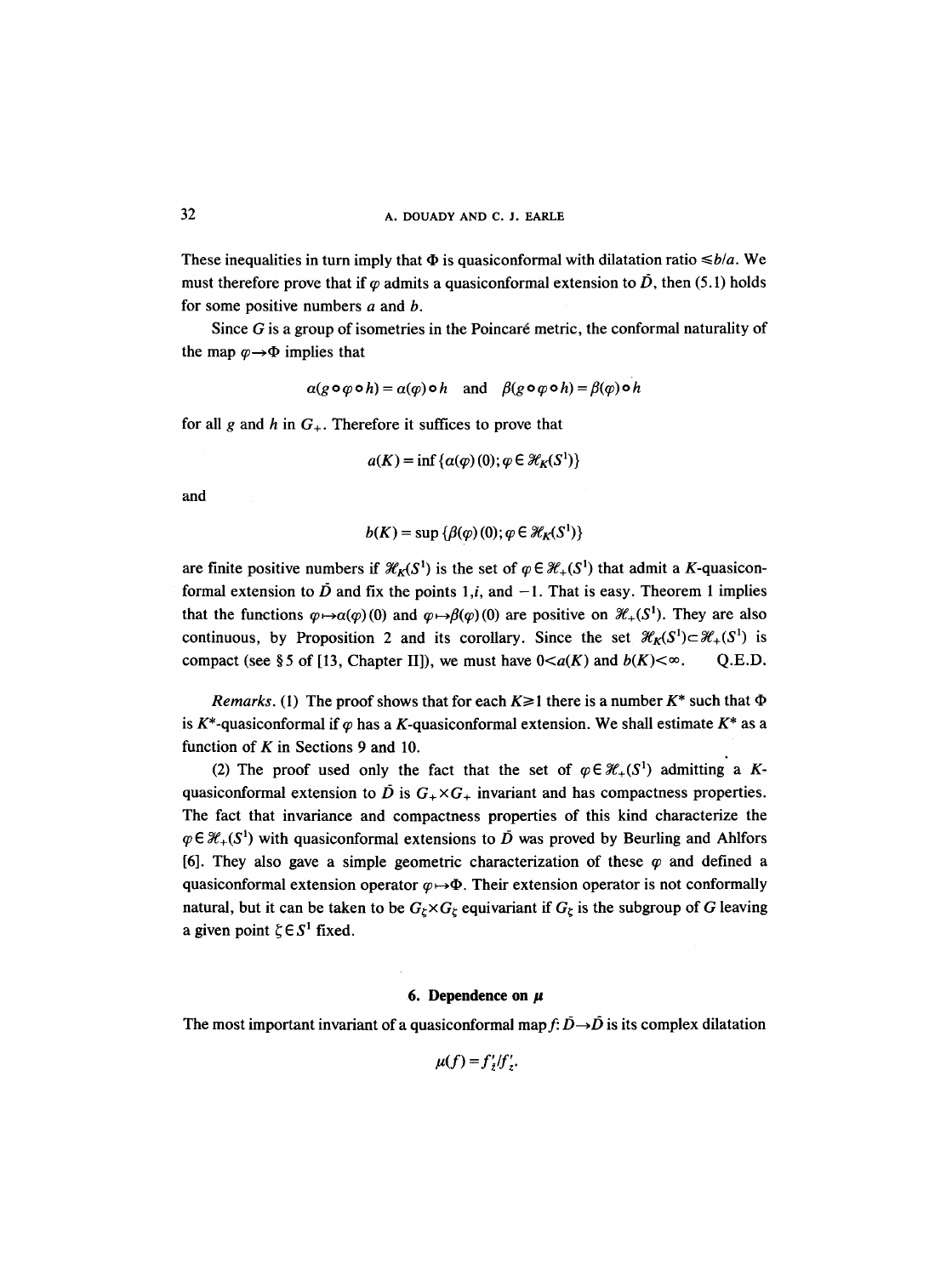These inequalities in turn imply that $\Phi$ is quasiconformal with dilatation ratio $\leq b/a$. We must therefore prove that if $\varphi$ admits a quasiconformal extension to $\bar{D}$, then (5.1) holds for some positive numbers $a$ and $b$.

Since $G$ is a group of isometries in the Poincaré metric, the conformal naturality of the map $\varphi \to \Phi$ implies that

$$\alpha(g \circ \varphi \circ h) = \alpha(\varphi) \circ h \quad \text{and} \quad \beta(g \circ \varphi \circ h) = \beta(\varphi) \circ h$$

for all $g$ and $h$ in $G_+$. Therefore it suffices to prove that

$$a(K) = \inf \{\alpha(\varphi)(0); \varphi \in \mathcal{H}_K(S^1)\}$$

and

$$b(K) = \sup \{\beta(\varphi)(0); \varphi \in \mathcal{H}_K(S^1)\}$$

are finite positive numbers if $\mathcal{H}_K(S^1)$ is the set of $\varphi \in \mathcal{H}_+(S^1)$ that admit a $K$-quasiconformal extension to $\bar{D}$ and fix the points $1, i$, and $-1$. That is easy. Theorem 1 implies that the functions $\varphi \mapsto \alpha(\varphi)(0)$ and $\varphi \mapsto \beta(\varphi)(0)$ are positive on $\mathcal{H}_+(S^1)$. They are also continuous, by Proposition 2 and its corollary. Since the set $\mathcal{H}_K(S^1) \subset \mathcal{H}_+(S^1)$ is compact (see §5 of [13, Chapter II]), we must have $0 < a(K)$ and $b(K) < \infty$. Q.E.D.

*Remarks.* (1) The proof shows that for each $K \geq 1$ there is a number $K^*$ such that $\Phi$ is $K^*$-quasiconformal if $\varphi$ has a $K$-quasiconformal extension. We shall estimate $K^*$ as a function of $K$ in Sections 9 and 10.

(2) The proof used only the fact that the set of $\varphi \in \mathcal{H}_+(S^1)$ admitting a $K$-quasiconformal extension to $\bar{D}$ is $G_+ \times G_+$ invariant and has compactness properties. The fact that invariance and compactness properties of this kind characterize the $\varphi \in \mathcal{H}_+(S^1)$ with quasiconformal extensions to $\bar{D}$ was proved by Beurling and Ahlfors [6]. They also gave a simple geometric characterization of these $\varphi$ and defined a quasiconformal extension operator $\varphi \mapsto \Phi$. Their extension operator is not conformally natural, but it can be taken to be $G_\zeta \times G_\zeta$ equivariant if $G_\zeta$ is the subgroup of $G$ leaving a given point $\zeta \in S^1$ fixed.

## 6. Dependence on $\mu$

The most important invariant of a quasiconformal map $f: \bar{D} \to \bar{D}$ is its complex dilatation

$$\mu(f) = f'_{\bar{z}}/f'_z.$$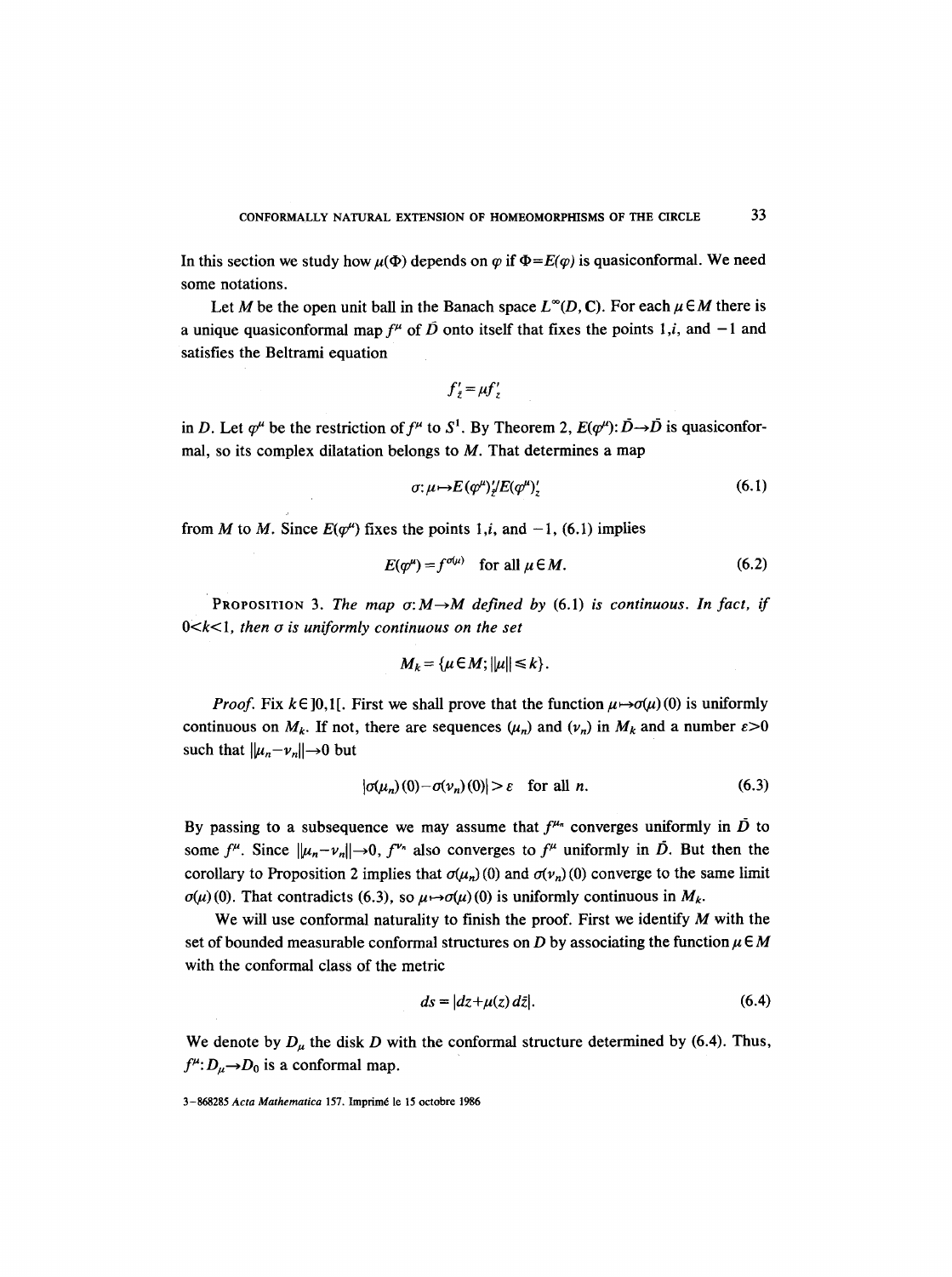In this section we study how $\mu(\Phi)$ depends on $\varphi$ if $\Phi=E(\varphi)$ is quasiconformal. We need some notations.

Let $M$ be the open unit ball in the Banach space $L^\infty(D,\mathbf{C})$. For each $\mu\in M$ there is a unique quasiconformal map $f^\mu$ of $\bar{D}$ onto itself that fixes the points $1, i$, and $-1$ and satisfies the Beltrami equation

$$f'_{\bar{z}}=\mu f'_z$$

in $D$. Let $\varphi^\mu$ be the restriction of $f^\mu$ to $S^1$. By Theorem 2, $E(\varphi^\mu)\colon \bar{D}\to\bar{D}$ is quasiconformal, so its complex dilatation belongs to $M$. That determines a map

$$\sigma\colon \mu\mapsto E(\varphi^\mu)'_{\bar{z}}/E(\varphi^\mu)'_z \tag{6.1}$$

from $M$ to $M$. Since $E(\varphi^\mu)$ fixes the points $1, i$, and $-1$, (6.1) implies

$$E(\varphi^\mu)=f^{\sigma(\mu)}\quad\text{for all } \mu\in M. \tag{6.2}$$

PROPOSITION 3. *The map $\sigma\colon M\to M$ defined by (6.1) is continuous. In fact, if $0<k<1$, then $\sigma$ is uniformly continuous on the set*

$$M_k=\{\mu\in M;\, \|\mu\|\leqslant k\}.$$

*Proof.* Fix $k\in\,]0,1[$. First we shall prove that the function $\mu\mapsto\sigma(\mu)(0)$ is uniformly continuous on $M_k$. If not, there are sequences $(\mu_n)$ and $(\nu_n)$ in $M_k$ and a number $\varepsilon>0$ such that $\|\mu_n-\nu_n\|\to 0$ but

$$|\sigma(\mu_n)(0)-\sigma(\nu_n)(0)|>\varepsilon\quad\text{for all } n. \tag{6.3}$$

By passing to a subsequence we may assume that $f^{\mu_n}$ converges uniformly in $\bar{D}$ to some $f^\mu$. Since $\|\mu_n-\nu_n\|\to 0$, $f^{\nu_n}$ also converges to $f^\mu$ uniformly in $\bar{D}$. But then the corollary to Proposition 2 implies that $\sigma(\mu_n)(0)$ and $\sigma(\nu_n)(0)$ converge to the same limit $\sigma(\mu)(0)$. That contradicts (6.3), so $\mu\mapsto\sigma(\mu)(0)$ is uniformly continuous in $M_k$.

We will use conformal naturality to finish the proof. First we identify $M$ with the set of bounded measurable conformal structures on $D$ by associating the function $\mu\in M$ with the conformal class of the metric

$$ds=|dz+\mu(z)\,d\bar{z}|. \tag{6.4}$$

We denote by $D_\mu$ the disk $D$ with the conformal structure determined by (6.4). Thus, $f^\mu\colon D_\mu\to D_0$ is a conformal map.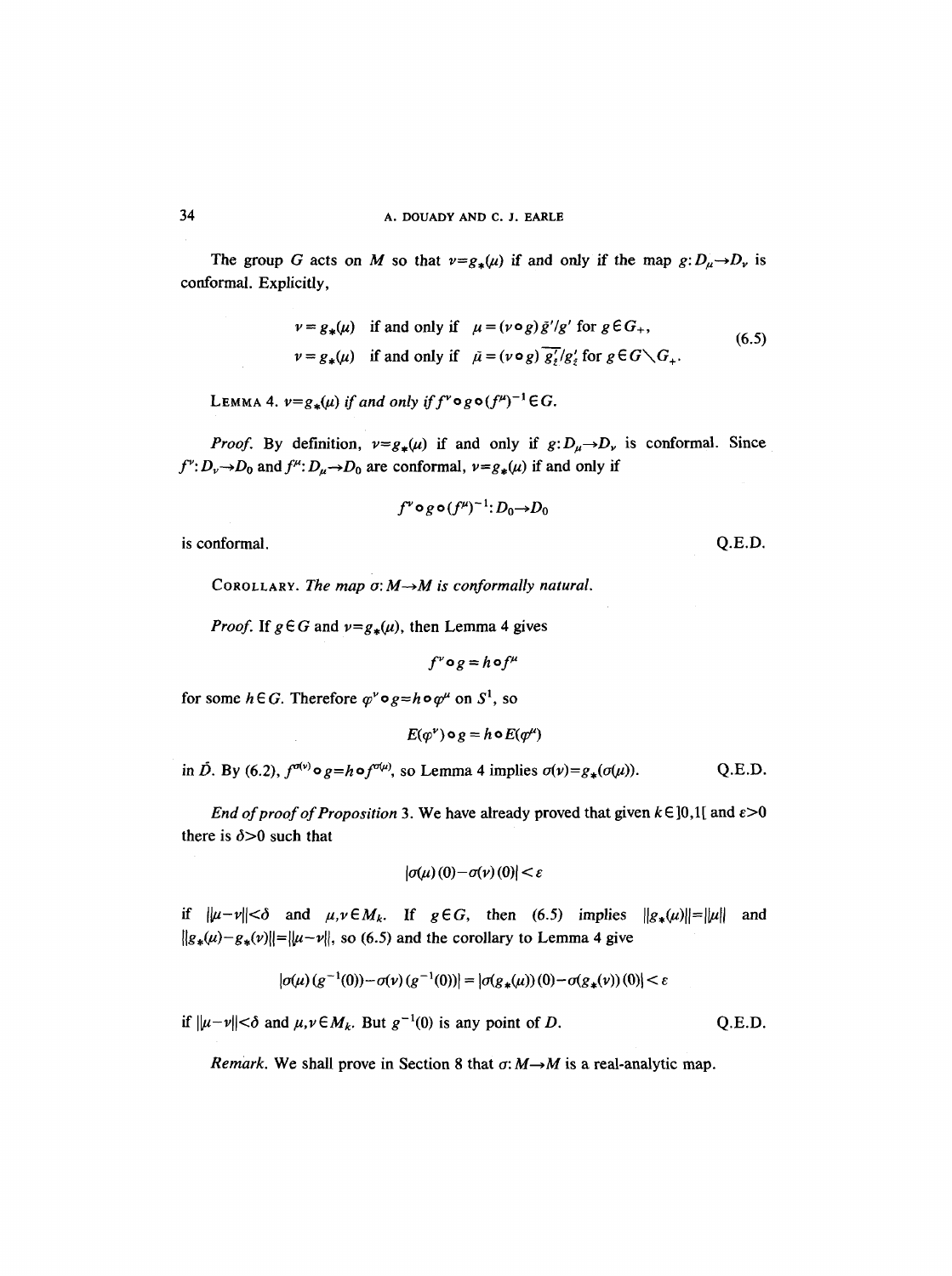The group $G$ acts on $M$ so that $\nu = g_*(\mu)$ if and only if the map $g: D_\mu \to D_\nu$ is conformal. Explicitly,

$$
\begin{aligned}
\nu = g_*(\mu) \quad &\text{if and only if} \quad \mu = (\nu \circ g)\,\bar{g}'/g' \text{ for } g \in G_+,\\
\nu = g_*(\mu) \quad &\text{if and only if} \quad \bar{\mu} = (\nu \circ g)\,\overline{g_{\bar{z}}'}/g_{\bar{z}}' \text{ for } g \in G \setminus G_+.
\end{aligned}
\tag{6.5}
$$

LEMMA 4. *$\nu = g_*(\mu)$ if and only if $f^\nu \circ g \circ (f^\mu)^{-1} \in G$.*

*Proof.* By definition, $\nu = g_*(\mu)$ if and only if $g: D_\mu \to D_\nu$ is conformal. Since $f^\nu: D_\nu \to D_0$ and $f^\mu: D_\mu \to D_0$ are conformal, $\nu = g_*(\mu)$ if and only if

$$f^\nu \circ g \circ (f^\mu)^{-1}: D_0 \to D_0$$

is conformal. Q.E.D.

COROLLARY. *The map $\sigma: M \to M$ is conformally natural.*

*Proof.* If $g \in G$ and $\nu = g_*(\mu)$, then Lemma 4 gives

$$f^\nu \circ g = h \circ f^\mu$$

for some $h \in G$. Therefore $\varphi^\nu \circ g = h \circ \varphi^\mu$ on $S^1$, so

$$E(\varphi^\nu) \circ g = h \circ E(\varphi^\mu)$$

in $\bar{D}$. By (6.2), $f^{\sigma(\nu)} \circ g = h \circ f^{\sigma(\mu)}$, so Lemma 4 implies $\sigma(\nu) = g_*(\sigma(\mu))$. Q.E.D.

*End of proof of Proposition* 3. We have already proved that given $k \in ]0,1[$ and $\varepsilon > 0$ there is $\delta > 0$ such that

$$|\sigma(\mu)(0) - \sigma(\nu)(0)| < \varepsilon$$

if $\|\mu - \nu\| < \delta$ and $\mu, \nu \in M_k$. If $g \in G$, then (6.5) implies $\|g_*(\mu)\| = \|\mu\|$ and $\|g_*(\mu) - g_*(\nu)\| = \|\mu - \nu\|$, so (6.5) and the corollary to Lemma 4 give

$$|\sigma(\mu)(g^{-1}(0)) - \sigma(\nu)(g^{-1}(0))| = |\sigma(g_*(\mu))(0) - \sigma(g_*(\nu))(0)| < \varepsilon$$

if $\|\mu - \nu\| < \delta$ and $\mu, \nu \in M_k$. But $g^{-1}(0)$ is any point of $D$. Q.E.D.

*Remark.* We shall prove in Section 8 that $\sigma: M \to M$ is a real-analytic map.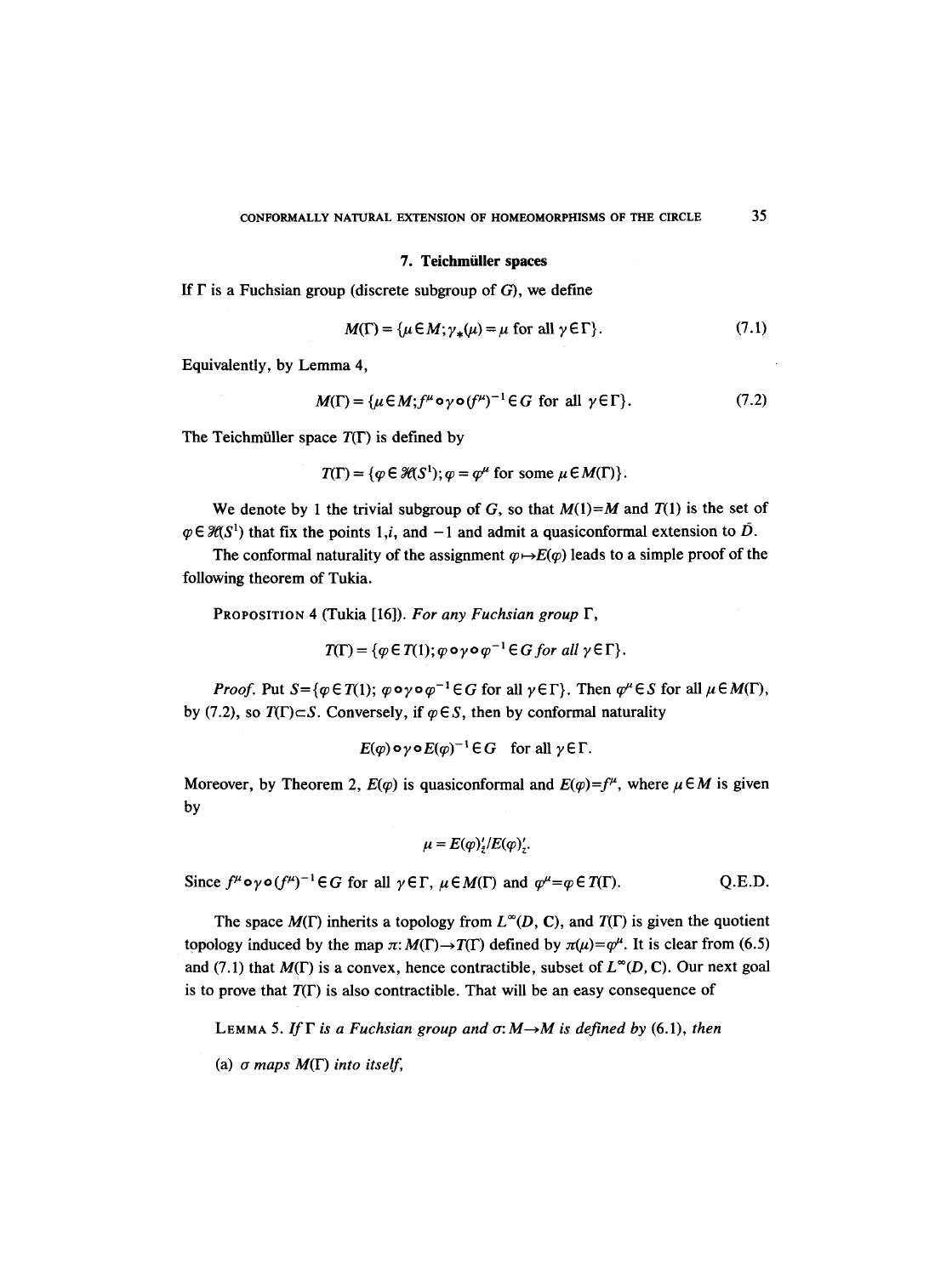## 7. Teichmüller spaces

If $\Gamma$ is a Fuchsian group (discrete subgroup of $G$), we define

$$M(\Gamma) = \{\mu \in M; \gamma_*(\mu) = \mu \text{ for all } \gamma \in \Gamma\}. \tag{7.1}$$

Equivalently, by Lemma 4,

$$M(\Gamma) = \{\mu \in M; f^\mu \circ \gamma \circ (f^\mu)^{-1} \in G \text{ for all } \gamma \in \Gamma\}. \tag{7.2}$$

The Teichmüller space $T(\Gamma)$ is defined by

$$T(\Gamma) = \{\varphi \in \mathcal{H}(S^1); \varphi = \varphi^\mu \text{ for some } \mu \in M(\Gamma)\}.$$

We denote by 1 the trivial subgroup of $G$, so that $M(1)=M$ and $T(1)$ is the set of $\varphi \in \mathcal{H}(S^1)$ that fix the points $1, i$, and $-1$ and admit a quasiconformal extension to $\bar{D}$.

The conformal naturality of the assignment $\varphi \mapsto E(\varphi)$ leads to a simple proof of the following theorem of Tukia.

**Proposition 4** (Tukia [16]). *For any Fuchsian group* $\Gamma$,

$$T(\Gamma) = \{\varphi \in T(1); \varphi \circ \gamma \circ \varphi^{-1} \in G \textit{ for all } \gamma \in \Gamma\}.$$

*Proof.* Put $S = \{\varphi \in T(1);\ \varphi \circ \gamma \circ \varphi^{-1} \in G$ for all $\gamma \in \Gamma\}$. Then $\varphi^\mu \in S$ for all $\mu \in M(\Gamma)$, by (7.2), so $T(\Gamma) \subset S$. Conversely, if $\varphi \in S$, then by conformal naturality

$$E(\varphi) \circ \gamma \circ E(\varphi)^{-1} \in G \quad \text{for all } \gamma \in \Gamma.$$

Moreover, by Theorem 2, $E(\varphi)$ is quasiconformal and $E(\varphi) = f^\mu$, where $\mu \in M$ is given by

$$\mu = E(\varphi)'_{\bar{z}} / E(\varphi)'_z.$$

Since $f^\mu \circ \gamma \circ (f^\mu)^{-1} \in G$ for all $\gamma \in \Gamma$, $\mu \in M(\Gamma)$ and $\varphi^\mu = \varphi \in T(\Gamma)$. Q.E.D.

The space $M(\Gamma)$ inherits a topology from $L^\infty(D, \mathbf{C})$, and $T(\Gamma)$ is given the quotient topology induced by the map $\pi: M(\Gamma) \to T(\Gamma)$ defined by $\pi(\mu) = \varphi^\mu$. It is clear from (6.5) and (7.1) that $M(\Gamma)$ is a convex, hence contractible, subset of $L^\infty(D, \mathbf{C})$. Our next goal is to prove that $T(\Gamma)$ is also contractible. That will be an easy consequence of

**Lemma 5.** *If* $\Gamma$ *is a Fuchsian group and* $\sigma: M \to M$ *is defined by* (6.1), *then*

(a) $\sigma$ *maps* $M(\Gamma)$ *into itself,*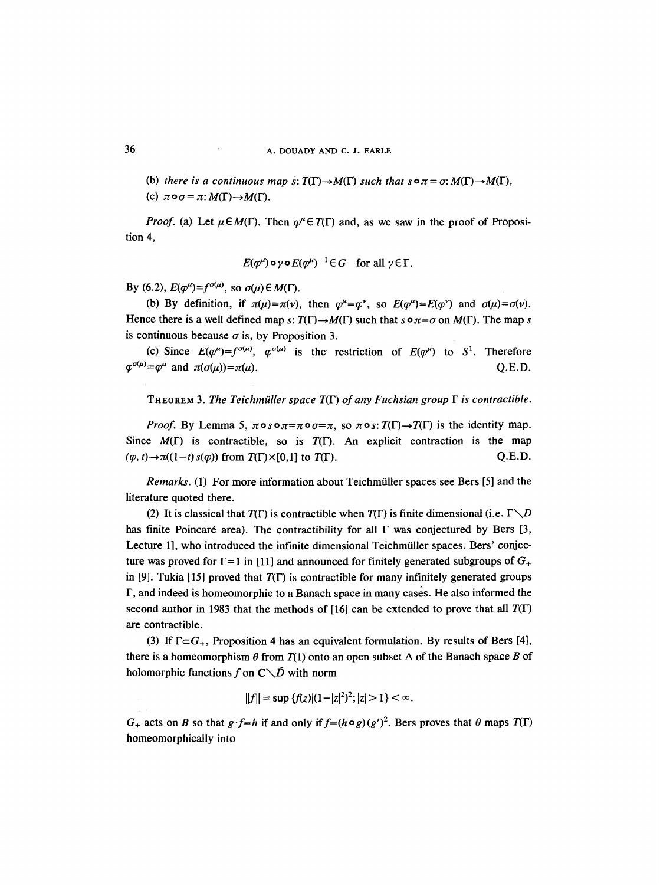(b) *there is a continuous map* $s: T(\Gamma)\to M(\Gamma)$ *such that* $s\circ\pi=\sigma: M(\Gamma)\to M(\Gamma)$,

(c) $\pi\circ\sigma=\pi: M(\Gamma)\to M(\Gamma)$.

*Proof.* (a) Let $\mu\in M(\Gamma)$. Then $\varphi^\mu\in T(\Gamma)$ and, as we saw in the proof of Proposition 4,

$$E(\varphi^\mu)\circ\gamma\circ E(\varphi^\mu)^{-1}\in G \quad \text{for all } \gamma\in\Gamma.$$

By (6.2), $E(\varphi^\mu)=f^{\sigma(\mu)}$, so $\sigma(\mu)\in M(\Gamma)$.

(b) By definition, if $\pi(\mu)=\pi(\nu)$, then $\varphi^\mu=\varphi^\nu$, so $E(\varphi^\mu)=E(\varphi^\nu)$ and $\sigma(\mu)=\sigma(\nu)$. Hence there is a well defined map $s: T(\Gamma)\to M(\Gamma)$ such that $s\circ\pi=\sigma$ on $M(\Gamma)$. The map $s$ is continuous because $\sigma$ is, by Proposition 3.

(c) Since $E(\varphi^\mu)=f^{\sigma(\mu)}$, $\varphi^{\sigma(\mu)}$ is the restriction of $E(\varphi^\mu)$ to $S^1$. Therefore $\varphi^{\sigma(\mu)}=\varphi^\mu$ and $\pi(\sigma(\mu))=\pi(\mu)$. Q.E.D.

THEOREM 3. *The Teichmüller space* $T(\Gamma)$ *of any Fuchsian group* $\Gamma$ *is contractible.*

*Proof.* By Lemma 5, $\pi\circ s\circ\pi=\pi\circ\sigma=\pi$, so $\pi\circ s: T(\Gamma)\to T(\Gamma)$ is the identity map. Since $M(\Gamma)$ is contractible, so is $T(\Gamma)$. An explicit contraction is the map $(\varphi,t)\to\pi((1-t)\,s(\varphi))$ from $T(\Gamma)\times[0,1]$ to $T(\Gamma)$. Q.E.D.

*Remarks.* (1) For more information about Teichmüller spaces see Bers [5] and the literature quoted there.

(2) It is classical that $T(\Gamma)$ is contractible when $T(\Gamma)$ is finite dimensional (i.e. $\Gamma\backslash D$ has finite Poincaré area). The contractibility for all $\Gamma$ was conjectured by Bers [3, Lecture 1], who introduced the infinite dimensional Teichmüller spaces. Bers' conjecture was proved for $\Gamma=1$ in [11] and announced for finitely generated subgroups of $G_+$ in [9]. Tukia [15] proved that $T(\Gamma)$ is contractible for many infinitely generated groups $\Gamma$, and indeed is homeomorphic to a Banach space in many cases. He also informed the second author in 1983 that the methods of [16] can be extended to prove that all $T(\Gamma)$ are contractible.

(3) If $\Gamma\subset G_+$, Proposition 4 has an equivalent formulation. By results of Bers [4], there is a homeomorphism $\theta$ from $T(1)$ onto an open subset $\Delta$ of the Banach space $B$ of holomorphic functions $f$ on $\mathbf{C}\backslash\bar{D}$ with norm

$$\|f\|=\sup\{f(z)|(1-|z|^2)^2;|z|>1\}<\infty.$$

$G_+$ acts on $B$ so that $g\cdot f=h$ if and only if $f=(h\circ g)(g')^2$. Bers proves that $\theta$ maps $T(\Gamma)$ homeomorphically into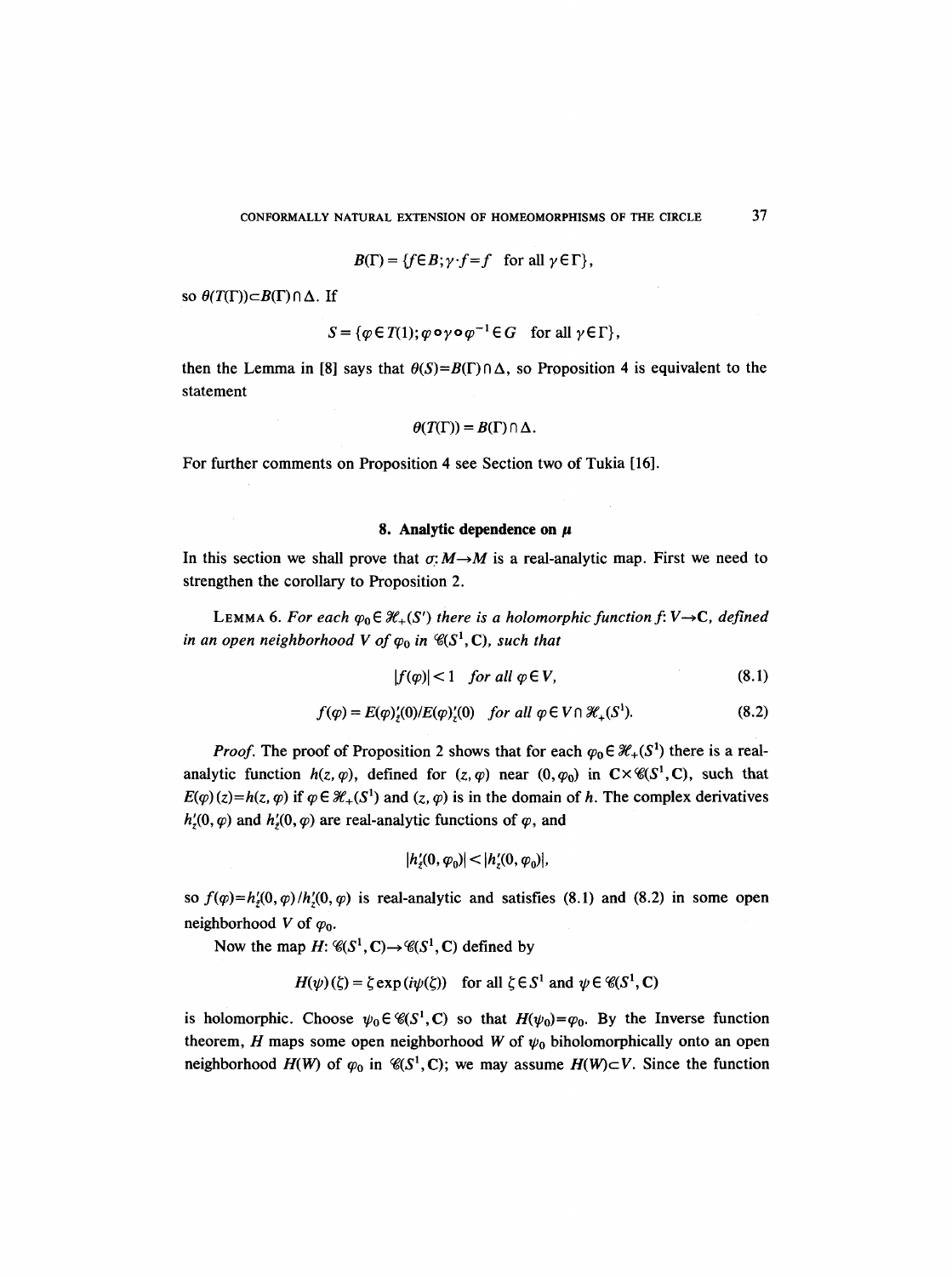$$B(\Gamma) = \{f \in B; \gamma \cdot f = f \quad \text{for all } \gamma \in \Gamma\},$$

so $\theta(T(\Gamma)) \subset B(\Gamma) \cap \Delta$. If

$$S = \{\varphi \in T(1); \varphi \circ \gamma \circ \varphi^{-1} \in G \quad \text{for all } \gamma \in \Gamma\},$$

then the Lemma in [8] says that $\theta(S) = B(\Gamma) \cap \Delta$, so Proposition 4 is equivalent to the statement

$$\theta(T(\Gamma)) = B(\Gamma) \cap \Delta.$$

For further comments on Proposition 4 see Section two of Tukia [16].

## 8. Analytic dependence on $\mu$

In this section we shall prove that $\sigma: M \to M$ is a real-analytic map. First we need to strengthen the corollary to Proposition 2.

**Lemma 6.** *For each $\varphi_0 \in \mathcal{H}_+(S')$ there is a holomorphic function $f: V \to \mathbf{C}$, defined in an open neighborhood $V$ of $\varphi_0$ in $\mathcal{C}(S^1, \mathbf{C})$, such that*

$$|f(\varphi)| < 1 \quad \text{for all } \varphi \in V, \tag{8.1}$$

$$f(\varphi) = E(\varphi)'_{\bar{z}}(0)/E(\varphi)'_z(0) \quad \text{for all } \varphi \in V \cap \mathcal{H}_+(S^1). \tag{8.2}$$

*Proof.* The proof of Proposition 2 shows that for each $\varphi_0 \in \mathcal{H}_+(S^1)$ there is a real-analytic function $h(z, \varphi)$, defined for $(z, \varphi)$ near $(0, \varphi_0)$ in $\mathbf{C} \times \mathcal{C}(S^1, \mathbf{C})$, such that $E(\varphi)(z) = h(z, \varphi)$ if $\varphi \in \mathcal{H}_+(S^1)$ and $(z, \varphi)$ is in the domain of $h$. The complex derivatives $h'_{\bar{z}}(0, \varphi)$ and $h'_z(0, \varphi)$ are real-analytic functions of $\varphi$, and

$$|h'_{\bar{z}}(0, \varphi_0)| < |h'_z(0, \varphi_0)|,$$

so $f(\varphi) = h'_{\bar{z}}(0, \varphi)/h'_z(0, \varphi)$ is real-analytic and satisfies (8.1) and (8.2) in some open neighborhood $V$ of $\varphi_0$.

Now the map $H: \mathcal{C}(S^1, \mathbf{C}) \to \mathcal{C}(S^1, \mathbf{C})$ defined by

$$H(\psi)(\zeta) = \zeta \exp(i\psi(\zeta)) \quad \text{for all } \zeta \in S^1 \text{ and } \psi \in \mathcal{C}(S^1, \mathbf{C})$$

is holomorphic. Choose $\psi_0 \in \mathcal{C}(S^1, \mathbf{C})$ so that $H(\psi_0) = \varphi_0$. By the Inverse function theorem, $H$ maps some open neighborhood $W$ of $\psi_0$ biholomorphically onto an open neighborhood $H(W)$ of $\varphi_0$ in $\mathcal{C}(S^1, \mathbf{C})$; we may assume $H(W) \subset V$. Since the function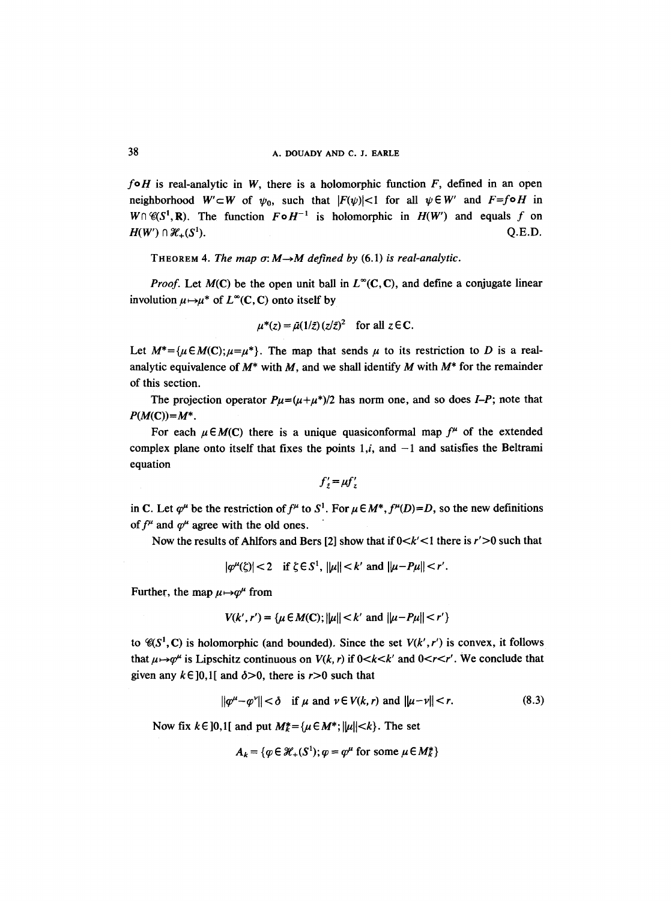$f \circ H$ is real-analytic in $W$, there is a holomorphic function $F$, defined in an open neighborhood $W' \subset W$ of $\psi_0$, such that $|F(\psi)|<1$ for all $\psi \in W'$ and $F = f \circ H$ in $W \cap \mathscr{C}(S^1, \mathbf{R})$. The function $F \circ H^{-1}$ is holomorphic in $H(W')$ and equals $f$ on $H(W') \cap \mathscr{H}_+(S^1)$. Q.E.D.

THEOREM 4. *The map $\sigma: M \to M$ defined by* (6.1) *is real-analytic.*

*Proof.* Let $M(\mathbf{C})$ be the open unit ball in $L^\infty(\mathbf{C}, \mathbf{C})$, and define a conjugate linear involution $\mu \mapsto \mu^*$ of $L^\infty(\mathbf{C}, \mathbf{C})$ onto itself by

$$\mu^*(z) = \bar{\mu}(1/\bar{z})(z/\bar{z})^2 \quad \text{for all } z \in \mathbf{C}.$$

Let $M^* = \{\mu \in M(\mathbf{C}); \mu = \mu^*\}$. The map that sends $\mu$ to its restriction to $D$ is a real-analytic equivalence of $M^*$ with $M$, and we shall identify $M$ with $M^*$ for the remainder of this section.

The projection operator $P\mu = (\mu + \mu^*)/2$ has norm one, and so does $I - P$; note that $P(M(\mathbf{C})) = M^*$.

For each $\mu \in M(\mathbf{C})$ there is a unique quasiconformal map $f^\mu$ of the extended complex plane onto itself that fixes the points $1, i$, and $-1$ and satisfies the Beltrami equation

$$f'_{\bar{z}} = \mu f'_z$$

in $\mathbf{C}$. Let $\varphi^\mu$ be the restriction of $f^\mu$ to $S^1$. For $\mu \in M^*$, $f^\mu(D) = D$, so the new definitions of $f^\mu$ and $\varphi^\mu$ agree with the old ones.

Now the results of Ahlfors and Bers [2] show that if $0<k'<1$ there is $r'>0$ such that

$$|\varphi^\mu(\zeta)| < 2 \quad \text{if } \zeta \in S^1,\ \|\mu\| < k' \text{ and } \|\mu - P\mu\| < r'.$$

Further, the map $\mu \mapsto \varphi^\mu$ from

$$V(k', r') = \{\mu \in M(\mathbf{C}); \|\mu\| < k' \text{ and } \|\mu - P\mu\| < r'\}$$

to $\mathscr{C}(S^1, \mathbf{C})$ is holomorphic (and bounded). Since the set $V(k', r')$ is convex, it follows that $\mu \mapsto \varphi^\mu$ is Lipschitz continuous on $V(k, r)$ if $0<k<k'$ and $0<r<r'$. We conclude that given any $k \in ]0,1[$ and $\delta>0$, there is $r>0$ such that

$$\|\varphi^\mu - \varphi^\nu\| < \delta \quad \text{if } \mu \text{ and } \nu \in V(k, r) \text{ and } \|\mu - \nu\| < r. \tag{8.3}$$

Now fix $k \in ]0,1[$ and put $M_k^* = \{\mu \in M^*; \|\mu\| < k\}$. The set

$$A_k = \{\varphi \in \mathscr{H}_+(S^1); \varphi = \varphi^\mu \text{ for some } \mu \in M_k^*\}$$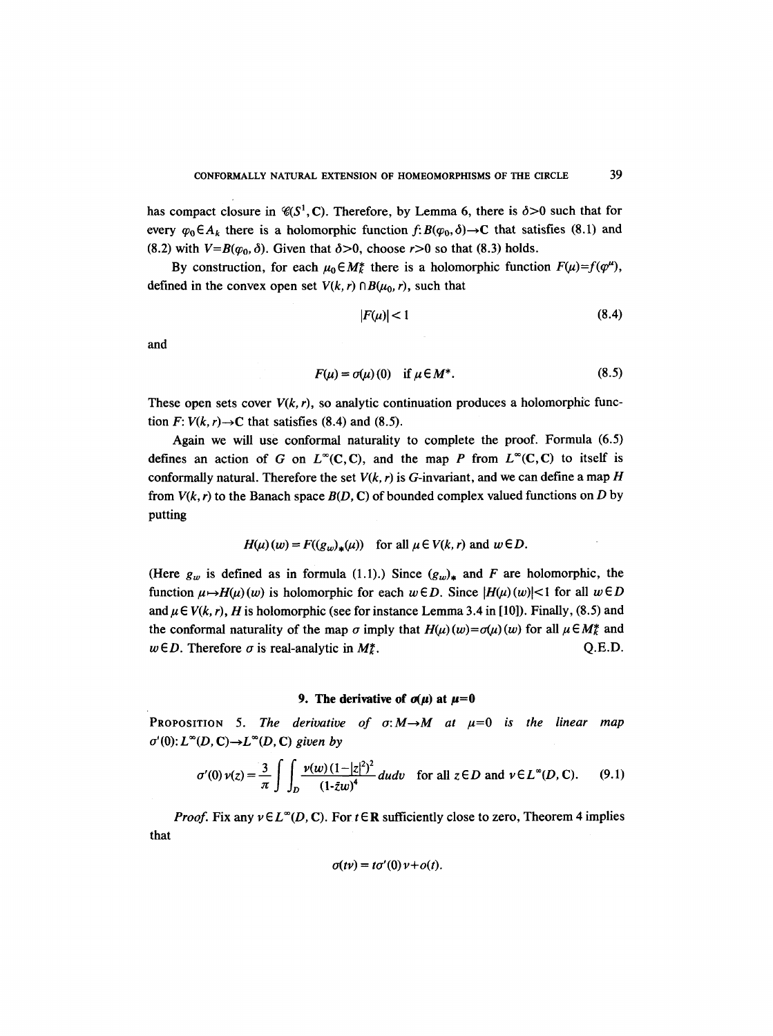has compact closure in $\mathscr{C}(S^1, \mathbf{C})$. Therefore, by Lemma 6, there is $\delta>0$ such that for every $\varphi_0 \in A_k$ there is a holomorphic function $f: B(\varphi_0, \delta) \to \mathbf{C}$ that satisfies (8.1) and (8.2) with $V = B(\varphi_0, \delta)$. Given that $\delta>0$, choose $r>0$ so that (8.3) holds.

By construction, for each $\mu_0 \in M_k^*$ there is a holomorphic function $F(\mu) = f(\varphi^\mu)$, defined in the convex open set $V(k, r) \cap B(\mu_0, r)$, such that

$$|F(\mu)| < 1 \tag{8.4}$$

and

$$F(\mu) = \sigma(\mu)(0) \quad \text{if } \mu \in M^*. \tag{8.5}$$

These open sets cover $V(k, r)$, so analytic continuation produces a holomorphic function $F: V(k, r) \to \mathbf{C}$ that satisfies (8.4) and (8.5).

Again we will use conformal naturality to complete the proof. Formula (6.5) defines an action of $G$ on $L^\infty(\mathbf{C}, \mathbf{C})$, and the map $P$ from $L^\infty(\mathbf{C}, \mathbf{C})$ to itself is conformally natural. Therefore the set $V(k, r)$ is $G$-invariant, and we can define a map $H$ from $V(k, r)$ to the Banach space $B(D, \mathbf{C})$ of bounded complex valued functions on $D$ by putting

$$H(\mu)(w) = F((g_w)_*(\mu)) \quad \text{for all } \mu \in V(k, r) \text{ and } w \in D.$$

(Here $g_w$ is defined as in formula (1.1).) Since $(g_w)_*$ and $F$ are holomorphic, the function $\mu \mapsto H(\mu)(w)$ is holomorphic for each $w \in D$. Since $|H(\mu)(w)| < 1$ for all $w \in D$ and $\mu \in V(k, r)$, $H$ is holomorphic (see for instance Lemma 3.4 in [10]). Finally, (8.5) and the conformal naturality of the map $\sigma$ imply that $H(\mu)(w) = \sigma(\mu)(w)$ for all $\mu \in M_k^*$ and $w \in D$. Therefore $\sigma$ is real-analytic in $M_k^*$. Q.E.D.

## 9. The derivative of $\sigma(\mu)$ at $\mu=0$

**Proposition 5.** *The derivative of $\sigma: M \to M$ at $\mu=0$ is the linear map $\sigma'(0): L^\infty(D, \mathbf{C}) \to L^\infty(D, \mathbf{C})$ given by*

$$\sigma'(0)\, \nu(z) = \frac{3}{\pi} \int\int_D \frac{\nu(w)\,(1-|z|^2)^2}{(1-\bar{z}w)^4}\, du\, dv \quad \text{for all } z \in D \text{ and } \nu \in L^\infty(D, \mathbf{C}). \tag{9.1}$$

*Proof.* Fix any $\nu \in L^\infty(D, \mathbf{C})$. For $t \in \mathbf{R}$ sufficiently close to zero, Theorem 4 implies that

$$\sigma(t\nu) = t\sigma'(0)\,\nu + o(t).$$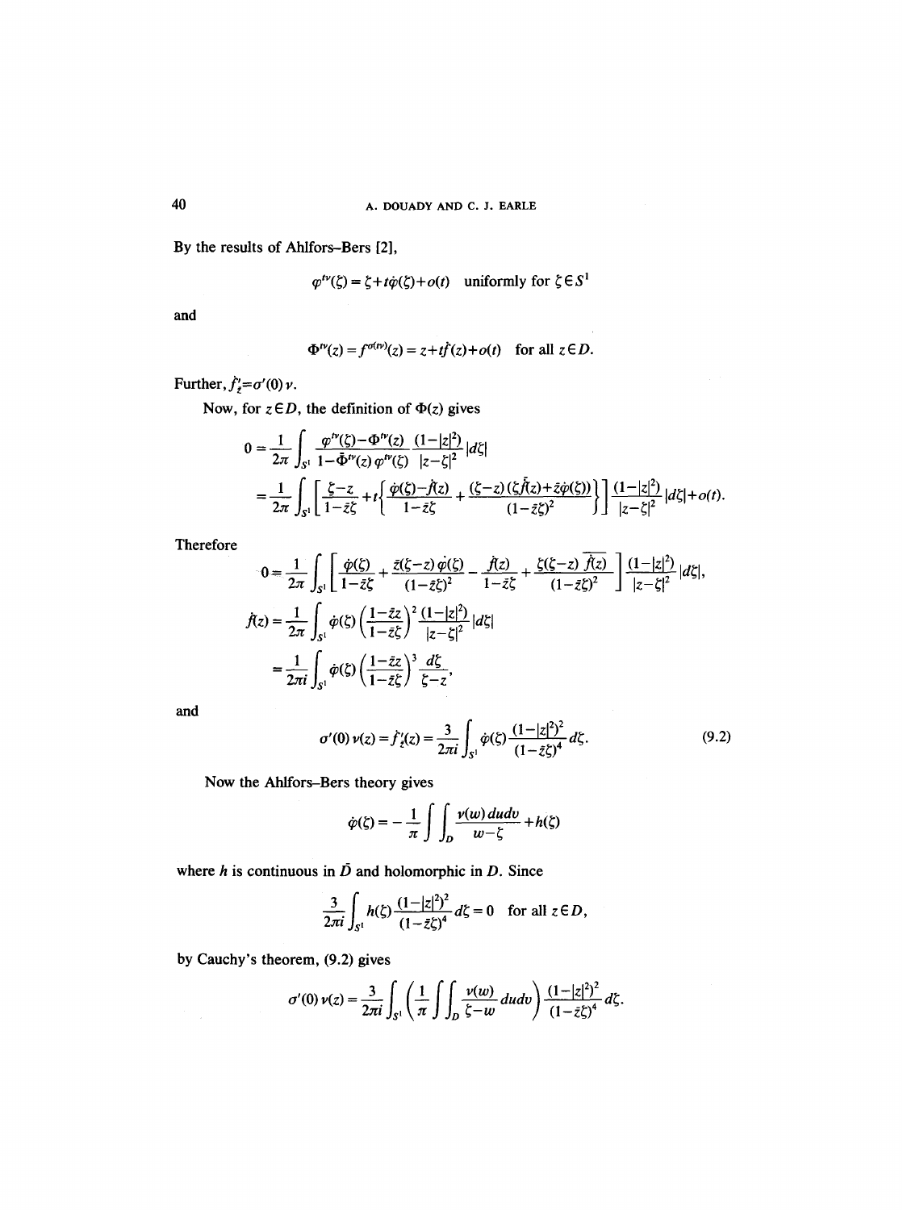By the results of Ahlfors–Bers [2],

$$\varphi^{tv}(\zeta) = \zeta + t\dot{\varphi}(\zeta) + o(t) \quad \text{uniformly for } \zeta \in S^1$$

and

$$\Phi^{tv}(z) = f^{\sigma(tv)}(z) = z + t\dot{f}(z) + o(t) \quad \text{for all } z \in D.$$

Further, $\dot{f}_{\bar{z}} = \sigma'(0)\,\nu$.

Now, for $z \in D$, the definition of $\Phi(z)$ gives

$$0 = \frac{1}{2\pi} \int_{S^1} \frac{\varphi^{tv}(\zeta) - \Phi^{tv}(z)}{1 - \bar{\Phi}^{tv}(z)\varphi^{tv}(\zeta)} \frac{(1-|z|^2)}{|z-\zeta|^2} |d\zeta|$$

$$= \frac{1}{2\pi} \int_{S^1} \left[ \frac{\zeta - z}{1 - \bar{z}\zeta} + t\left\{ \frac{\dot{\varphi}(\zeta) - \dot{f}(z)}{1 - \bar{z}\zeta} + \frac{(\zeta - z)(\zeta\bar{\dot{f}}(z) + \bar{z}\dot{\varphi}(\zeta))}{(1-\bar{z}\zeta)^2} \right\} \right] \frac{(1-|z|^2)}{|z-\zeta|^2} |d\zeta| + o(t).$$

Therefore

$$0 = \frac{1}{2\pi} \int_{S^1} \left[ \frac{\dot{\varphi}(\zeta)}{1 - \bar{z}\zeta} + \frac{\bar{z}(\zeta - z)\dot{\varphi}(\zeta)}{(1-\bar{z}\zeta)^2} - \frac{\dot{f}(z)}{1 - \bar{z}\zeta} + \frac{\zeta(\zeta - z)\overline{\dot{f}(z)}}{(1-\bar{z}\zeta)^2} \right] \frac{(1-|z|^2)}{|z-\zeta|^2} |d\zeta|,$$

$$\dot{f}(z) = \frac{1}{2\pi} \int_{S^1} \dot{\varphi}(\zeta) \left( \frac{1 - \bar{z}z}{1 - \bar{z}\zeta} \right)^2 \frac{(1-|z|^2)}{|z-\zeta|^2} |d\zeta|$$

$$= \frac{1}{2\pi i} \int_{S^1} \dot{\varphi}(\zeta) \left( \frac{1 - \bar{z}z}{1 - \bar{z}\zeta} \right)^3 \frac{d\zeta}{\zeta - z},$$

and

$$\sigma'(0)\,\nu(z) = \dot{f}_{\bar{z}}(z) = \frac{3}{2\pi i} \int_{S^1} \dot{\varphi}(\zeta) \frac{(1-|z|^2)^2}{(1-\bar{z}\zeta)^4} d\zeta. \tag{9.2}$$

Now the Ahlfors–Bers theory gives

$$\dot{\varphi}(\zeta) = -\frac{1}{\pi} \int\int_D \frac{\nu(w)\,du\,dv}{w - \zeta} + h(\zeta)$$

where $h$ is continuous in $\bar{D}$ and holomorphic in $D$. Since

$$\frac{3}{2\pi i} \int_{S^1} h(\zeta) \frac{(1-|z|^2)^2}{(1-\bar{z}\zeta)^4} d\zeta = 0 \quad \text{for all } z \in D,$$

by Cauchy's theorem, (9.2) gives

$$\sigma'(0)\,\nu(z) = \frac{3}{2\pi i} \int_{S^1} \left( \frac{1}{\pi} \int\int_D \frac{\nu(w)}{\zeta - w} du\,dv \right) \frac{(1-|z|^2)^2}{(1-\bar{z}\zeta)^4} d\zeta.$$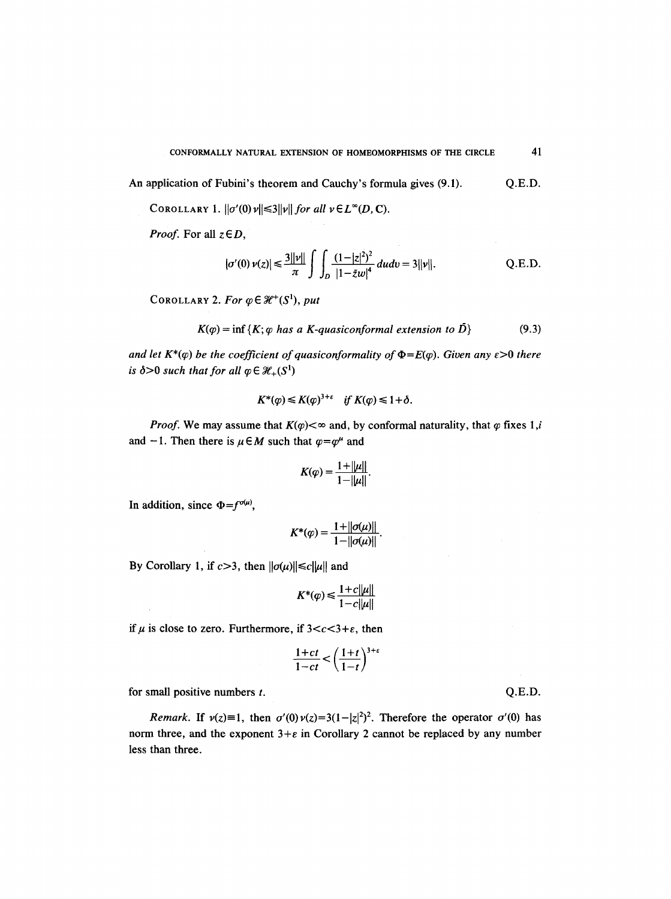An application of Fubini's theorem and Cauchy's formula gives (9.1). Q.E.D.

COROLLARY 1. $\|\sigma'(0)\nu\| \leq 3\|\nu\|$ *for all* $\nu \in L^\infty(D, \mathbf{C})$.

*Proof.* For all $z \in D$,

$$|\sigma'(0)\,\nu(z)| \leq \frac{3\|\nu\|}{\pi}\int\int_D \frac{(1-|z|^2)^2}{|1-\bar{z}w|^4}\,du\,dv = 3\|\nu\|. \qquad \text{Q.E.D.}$$

COROLLARY 2. *For* $\varphi \in \mathcal{H}^+(S^1)$, *put*

$$K(\varphi) = \inf\{K; \varphi \text{ has a } K\text{-quasiconformal extension to } \bar{D}\} \tag{9.3}$$

*and let* $K^*(\varphi)$ *be the coefficient of quasiconformality of* $\Phi = E(\varphi)$. *Given any* $\varepsilon > 0$ *there is* $\delta > 0$ *such that for all* $\varphi \in \mathcal{H}_+(S^1)$

$$K^*(\varphi) \leq K(\varphi)^{3+\varepsilon} \quad \text{if } K(\varphi) \leq 1+\delta.$$

*Proof.* We may assume that $K(\varphi) < \infty$ and, by conformal naturality, that $\varphi$ fixes $1, i$ and $-1$. Then there is $\mu \in M$ such that $\varphi = \varphi^\mu$ and

$$K(\varphi) = \frac{1+\|\mu\|}{1-\|\mu\|}.$$

In addition, since $\Phi = f^{\sigma(\mu)}$,

$$K^*(\varphi) = \frac{1+\|\sigma(\mu)\|}{1-\|\sigma(\mu)\|}.$$

By Corollary 1, if $c > 3$, then $\|\sigma(\mu)\| \leq c\|\mu\|$ and

$$K^*(\varphi) \leq \frac{1+c\|\mu\|}{1-c\|\mu\|}$$

if $\mu$ is close to zero. Furthermore, if $3 < c < 3+\varepsilon$, then

$$\frac{1+ct}{1-ct} < \left(\frac{1+t}{1-t}\right)^{3+\varepsilon}$$

for small positive numbers $t$. Q.E.D.

*Remark.* If $\nu(z) \equiv 1$, then $\sigma'(0)\,\nu(z) = 3(1-|z|^2)^2$. Therefore the operator $\sigma'(0)$ has norm three, and the exponent $3+\varepsilon$ in Corollary 2 cannot be replaced by any number less than three.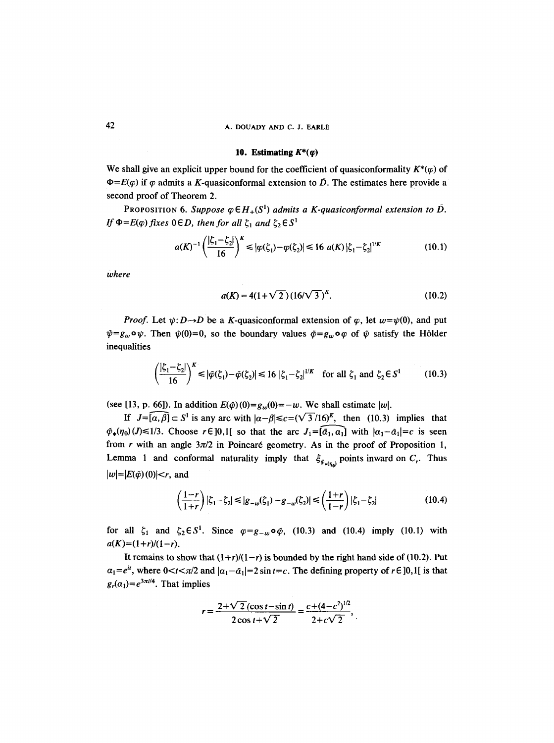## 10. Estimating $K^*(\varphi)$

We shall give an explicit upper bound for the coefficient of quasiconformality $K^*(\varphi)$ of $\Phi=E(\varphi)$ if $\varphi$ admits a $K$-quasiconformal extension to $\bar{D}$. The estimates here provide a second proof of Theorem 2.

PROPOSITION 6. *Suppose $\varphi \in H_+(S^1)$ admits a $K$-quasiconformal extension to $\bar{D}$. If $\Phi=E(\varphi)$ fixes $0\in D$, then for all $\zeta_1$ and $\zeta_2 \in S^1$*

$$a(K)^{-1}\left(\frac{|\zeta_1-\zeta_2|}{16}\right)^K \leqslant |\varphi(\zeta_1)-\varphi(\zeta_2)| \leqslant 16\, a(K)\, |\zeta_1-\zeta_2|^{1/K} \tag{10.1}$$

*where*

$$a(K) = 4(1+\sqrt{2})(16/\sqrt{3})^K. \tag{10.2}$$

*Proof.* Let $\psi: D\to D$ be a $K$-quasiconformal extension of $\varphi$, let $w=\psi(0)$, and put $\tilde{\psi}=g_w\circ\psi$. Then $\tilde{\psi}(0)=0$, so the boundary values $\tilde{\varphi}=g_w\circ\varphi$ of $\tilde{\psi}$ satisfy the Hölder inequalities

$$\left(\frac{|\zeta_1-\zeta_2|}{16}\right)^K \leqslant |\tilde{\varphi}(\zeta_1)-\tilde{\varphi}(\zeta_2)| \leqslant 16\, |\zeta_1-\zeta_2|^{1/K} \quad \text{for all } \zeta_1 \text{ and } \zeta_2 \in S^1 \tag{10.3}$$

(see [13, p. 66]). In addition $E(\tilde{\varphi})(0)=g_w(0)=-w$. We shall estimate $|w|$.

If $J=\widehat{[\alpha,\beta]}\subset S^1$ is any arc with $|\alpha-\beta|\leqslant c=(\sqrt{3}/16)^K$, then (10.3) implies that $\tilde{\varphi}_*(\eta_0)(J)\leqslant 1/3$. Choose $r\in\,]0,1[$ so that the arc $J_1=\widehat{[\bar{\alpha}_1,\alpha_1]}$ with $|\alpha_1-\bar{\alpha}_1|=c$ is seen from $r$ with an angle $3\pi/2$ in Poincaré geometry. As in the proof of Proposition 1, Lemma 1 and conformal naturality imply that $\xi_{\tilde{\varphi}_*(\eta_0)}$ points inward on $C_r$. Thus $|w|=|E(\tilde{\varphi})(0)|<r$, and

$$\left(\frac{1-r}{1+r}\right)|\zeta_1-\zeta_2| \leqslant |g_{-w}(\zeta_1)-g_{-w}(\zeta_2)| \leqslant \left(\frac{1+r}{1-r}\right)|\zeta_1-\zeta_2| \tag{10.4}$$

for all $\zeta_1$ and $\zeta_2\in S^1$. Since $\varphi=g_{-w}\circ\tilde{\varphi}$, (10.3) and (10.4) imply (10.1) with $a(K)=(1+r)/(1-r)$.

It remains to show that $(1+r)/(1-r)$ is bounded by the right hand side of (10.2). Put $\alpha_1=e^{it}$, where $0<t<\pi/2$ and $|\alpha_1-\bar{\alpha}_1|=2\sin t=c$. The defining property of $r\in\,]0,1[$ is that $g_r(\alpha_1)=e^{3\pi i/4}$. That implies

$$r=\frac{2+\sqrt{2}(\cos t-\sin t)}{2\cos t+\sqrt{2}}=\frac{c+(4-c^2)^{1/2}}{2+c\sqrt{2}},$$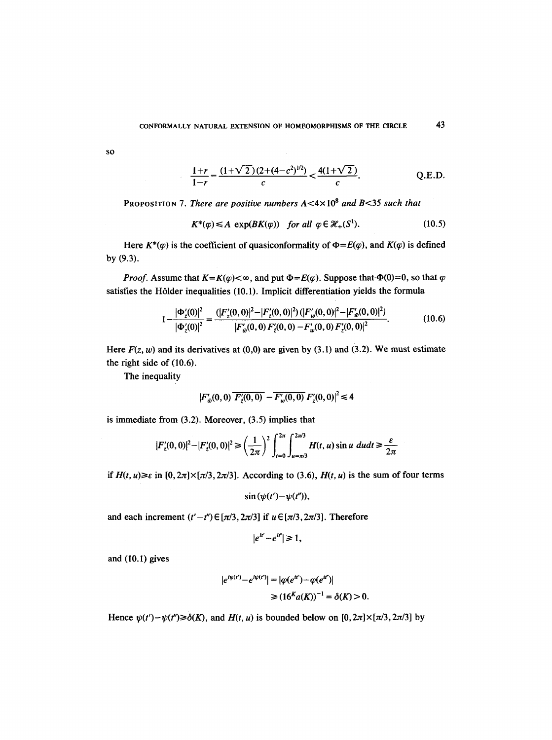so

$$\frac{1+r}{1-r}=\frac{(1+\sqrt{2})(2+(4-c^2)^{1/2})}{c}<\frac{4(1+\sqrt{2})}{c}. \qquad \text{Q.E.D.}$$

PROPOSITION 7. *There are positive numbers $A<4\times 10^8$ and $B<35$ such that*

$$K^*(\varphi)\leqslant A\ \exp(BK(\varphi)) \quad \textit{for all } \varphi\in \mathcal{H}_+(S^1). \tag{10.5}$$

Here $K^*(\varphi)$ is the coefficient of quasiconformality of $\Phi=E(\varphi)$, and $K(\varphi)$ is defined by (9.3).

*Proof.* Assume that $K=K(\varphi)<\infty$, and put $\Phi=E(\varphi)$. Suppose that $\Phi(0)=0$, so that $\varphi$ satisfies the Hölder inequalities (10.1). Implicit differentiation yields the formula

$$1-\frac{|\Phi'_{\bar z}(0)|^2}{|\Phi'_z(0)|^2}=\frac{(|F'_z(0,0)|^2-|F'_{\bar z}(0,0)|^2)\,(|F'_w(0,0)|^2-|F'_{\bar w}(0,0)|^2)}{|F'_{\bar w}(0,0)\,F'_{\bar z}(0,0)-F'_w(0,0)\,F'_z(0,0)|^2}. \tag{10.6}$$

Here $F(z,w)$ and its derivatives at $(0,0)$ are given by (3.1) and (3.2). We must estimate the right side of (10.6).

The inequality

$$|F'_{\bar w}(0,0)\,\overline{F'_{\bar z}(0,0)}-\overline{F'_w(0,0)}\,F'_z(0,0)|^2\leqslant 4$$

is immediate from (3.2). Moreover, (3.5) implies that

$$|F'_z(0,0)|^2-|F'_{\bar z}(0,0)|^2\geqslant\left(\frac{1}{2\pi}\right)^2\int_{t=0}^{2\pi}\int_{u=\pi/3}^{2\pi/3}H(t,u)\sin u\ du dt\geqslant\frac{\varepsilon}{2\pi}$$

if $H(t,u)\geqslant\varepsilon$ in $[0,2\pi]\times[\pi/3,2\pi/3]$. According to (3.6), $H(t,u)$ is the sum of four terms

$$\sin(\psi(t')-\psi(t'')),$$

and each increment $(t'-t'')\in[\pi/3,2\pi/3]$ if $u\in[\pi/3,2\pi/3]$. Therefore

$$|e^{it'}-e^{it''}|\geqslant 1,$$

and (10.1) gives

$$\begin{aligned}|e^{i\psi(t')}-e^{i\psi(t'')}|&=|\varphi(e^{it'})-\varphi(e^{it''})|\\&\geqslant(16^K a(K))^{-1}=\delta(K)>0.\end{aligned}$$

Hence $\psi(t')-\psi(t'')\geqslant\delta(K)$, and $H(t,u)$ is bounded below on $[0,2\pi]\times[\pi/3,2\pi/3]$ by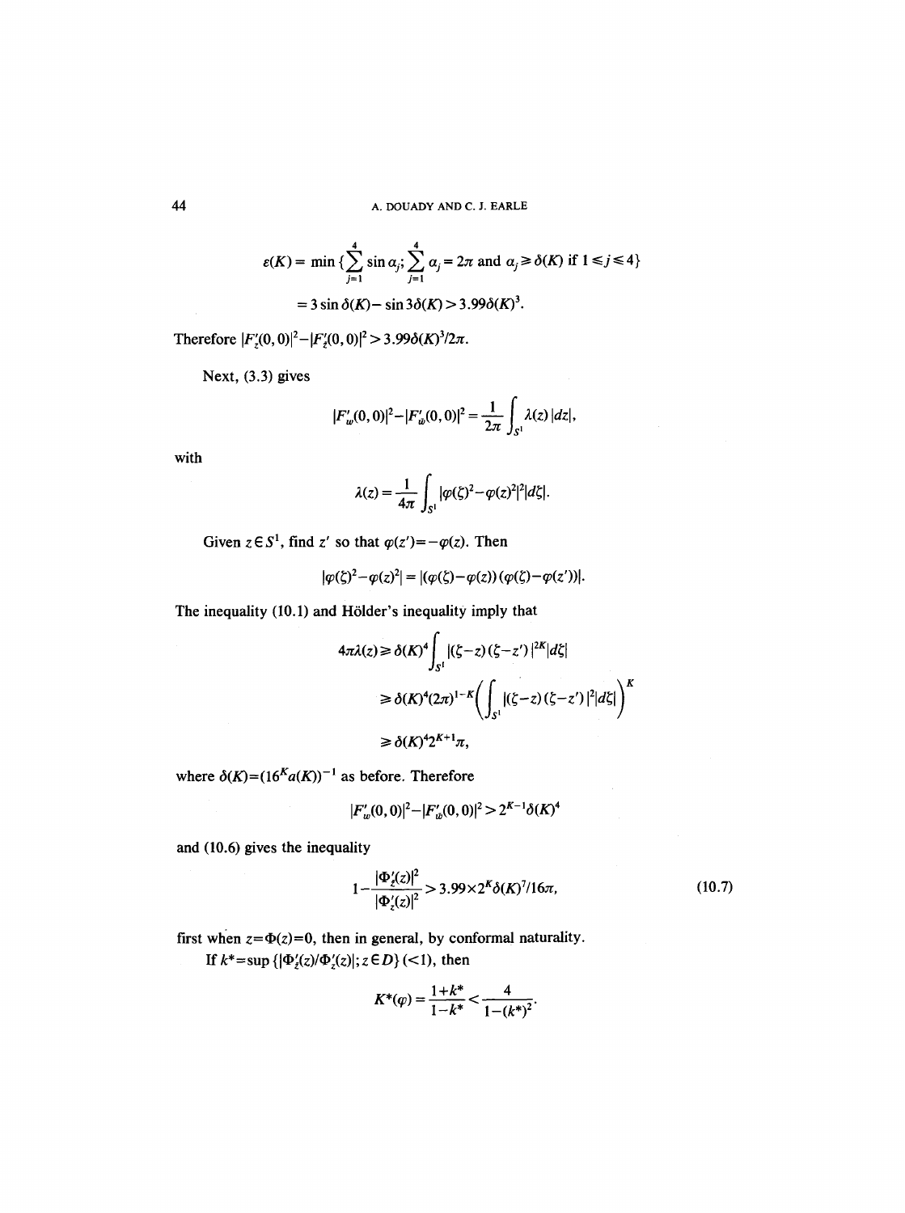$$\varepsilon(K) = \min\{\sum_{j=1}^{4} \sin \alpha_j; \sum_{j=1}^{4} \alpha_j = 2\pi \text{ and } \alpha_j \geqslant \delta(K) \text{ if } 1 \leqslant j \leqslant 4\}$$

$$= 3\sin\delta(K) - \sin 3\delta(K) > 3.99\delta(K)^3.$$

Therefore $|F_z'(0,0)|^2 - |F_{\bar z}'(0,0)|^2 > 3.99\delta(K)^3/2\pi$.

Next, (3.3) gives

$$|F_w'(0,0)|^2 - |F_{\bar w}'(0,0)|^2 = \frac{1}{2\pi}\int_{S^1} \lambda(z)\,|dz|,$$

with

$$\lambda(z) = \frac{1}{4\pi}\int_{S^1} |\varphi(\zeta)^2 - \varphi(z)^2|^2 |d\zeta|.$$

Given $z \in S^1$, find $z'$ so that $\varphi(z') = -\varphi(z)$. Then

$$|\varphi(\zeta)^2 - \varphi(z)^2| = |(\varphi(\zeta)-\varphi(z))(\varphi(\zeta)-\varphi(z'))|.$$

The inequality (10.1) and Hölder's inequality imply that

$$4\pi\lambda(z) \geqslant \delta(K)^4 \int_{S^1} |(\zeta - z)(\zeta - z')|^{2K} |d\zeta|$$

$$\geqslant \delta(K)^4 (2\pi)^{1-K} \left(\int_{S^1} |(\zeta-z)(\zeta-z')|^2 |d\zeta|\right)^K$$

$$\geqslant \delta(K)^4 2^{K+1}\pi,$$

where $\delta(K) = (16^K a(K))^{-1}$ as before. Therefore

$$|F_w'(0,0)|^2 - |F_{\bar w}'(0,0)|^2 > 2^{K-1}\delta(K)^4$$

and (10.6) gives the inequality

$$1 - \frac{|\Phi_{\bar z}'(z)|^2}{|\Phi_z'(z)|^2} > 3.99 \times 2^K \delta(K)^7/16\pi, \tag{10.7}$$

first when $z = \Phi(z) = 0$, then in general, by conformal naturality.

If $k^* = \sup\{|\Phi_{\bar z}'(z)/\Phi_z'(z)|; z \in D\}$ $(<1)$, then

$$K^*(\varphi) = \frac{1+k^*}{1-k^*} < \frac{4}{1-(k^*)^2}.$$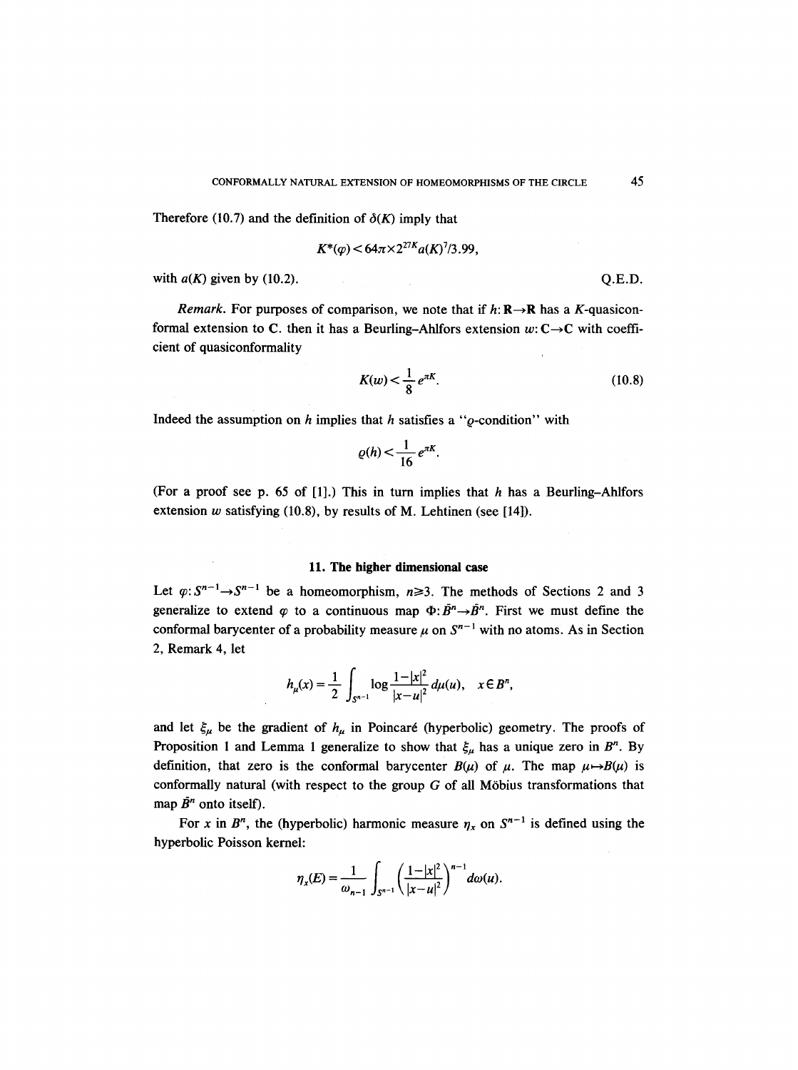Therefore (10.7) and the definition of $\delta(K)$ imply that

$$K^*(\varphi) < 64\pi \times 2^{27K} a(K)^7/3.99,$$

with $a(K)$ given by (10.2). Q.E.D.

*Remark.* For purposes of comparison, we note that if $h: \mathbf{R} \to \mathbf{R}$ has a $K$-quasiconformal extension to $\mathbf{C}$. then it has a Beurling–Ahlfors extension $w: \mathbf{C} \to \mathbf{C}$ with coefficient of quasiconformality

$$K(w) < \frac{1}{8} e^{\pi K}. \tag{10.8}$$

Indeed the assumption on $h$ implies that $h$ satisfies a "$\varrho$-condition" with

$$\varrho(h) < \frac{1}{16} e^{\pi K}.$$

(For a proof see p. 65 of [1].) This in turn implies that $h$ has a Beurling–Ahlfors extension $w$ satisfying (10.8), by results of M. Lehtinen (see [14]).

## 11. The higher dimensional case

Let $\varphi: S^{n-1} \to S^{n-1}$ be a homeomorphism, $n \geq 3$. The methods of Sections 2 and 3 generalize to extend $\varphi$ to a continuous map $\Phi: \bar{B}^n \to \bar{B}^n$. First we must define the conformal barycenter of a probability measure $\mu$ on $S^{n-1}$ with no atoms. As in Section 2, Remark 4, let

$$h_\mu(x) = \frac{1}{2} \int_{S^{n-1}} \log \frac{1-|x|^2}{|x-u|^2} \, d\mu(u), \quad x \in B^n,$$

and let $\xi_\mu$ be the gradient of $h_\mu$ in Poincaré (hyperbolic) geometry. The proofs of Proposition 1 and Lemma 1 generalize to show that $\xi_\mu$ has a unique zero in $B^n$. By definition, that zero is the conformal barycenter $B(\mu)$ of $\mu$. The map $\mu \mapsto B(\mu)$ is conformally natural (with respect to the group $G$ of all Möbius transformations that map $\bar{B}^n$ onto itself).

For $x$ in $B^n$, the (hyperbolic) harmonic measure $\eta_x$ on $S^{n-1}$ is defined using the hyperbolic Poisson kernel:

$$\eta_x(E) = \frac{1}{\omega_{n-1}} \int_{S^{n-1}} \left( \frac{1-|x|^2}{|x-u|^2} \right)^{n-1} d\omega(u).$$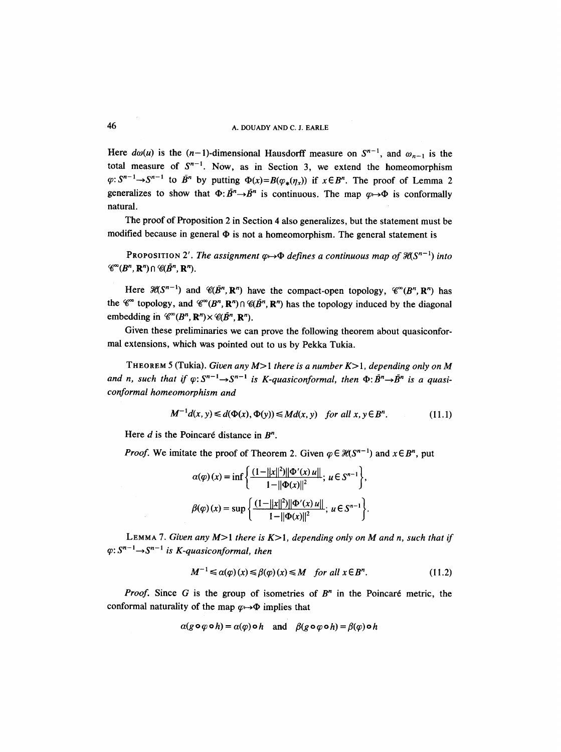Here $d\omega(u)$ is the $(n-1)$-dimensional Hausdorff measure on $S^{n-1}$, and $\omega_{n-1}$ is the total measure of $S^{n-1}$. Now, as in Section 3, we extend the homeomorphism $\varphi: S^{n-1} \to S^{n-1}$ to $\bar{B}^n$ by putting $\Phi(x) = B(\varphi_*(\eta_x))$ if $x \in B^n$. The proof of Lemma 2 generalizes to show that $\Phi: \bar{B}^n \to \bar{B}^n$ is continuous. The map $\varphi \mapsto \Phi$ is conformally natural.

The proof of Proposition 2 in Section 4 also generalizes, but the statement must be modified because in general $\Phi$ is not a homeomorphism. The general statement is

**Proposition 2'.** *The assignment $\varphi \mapsto \Phi$ defines a continuous map of $\mathscr{H}(S^{n-1})$ into $\mathscr{C}^\infty(B^n, \mathbf{R}^n) \cap \mathscr{C}(\bar{B}^n, \mathbf{R}^n)$.*

Here $\mathscr{H}(S^{n-1})$ and $\mathscr{C}(\bar{B}^n, \mathbf{R}^n)$ have the compact-open topology, $\mathscr{C}^\infty(B^n, \mathbf{R}^n)$ has the $\mathscr{C}^\infty$ topology, and $\mathscr{C}^\infty(B^n, \mathbf{R}^n) \cap \mathscr{C}(\bar{B}^n, \mathbf{R}^n)$ has the topology induced by the diagonal embedding in $\mathscr{C}^\infty(B^n, \mathbf{R}^n) \times \mathscr{C}(\bar{B}^n, \mathbf{R}^n)$.

Given these preliminaries we can prove the following theorem about quasiconformal extensions, which was pointed out to us by Pekka Tukia.

**Theorem 5** (Tukia). *Given any $M > 1$ there is a number $K > 1$, depending only on $M$ and $n$, such that if $\varphi: S^{n-1} \to S^{n-1}$ is $K$-quasiconformal, then $\Phi: \bar{B}^n \to \bar{B}^n$ is a quasiconformal homeomorphism and*

$$M^{-1} d(x, y) \leq d(\Phi(x), \Phi(y)) \leq M d(x, y) \quad \text{for all } x, y \in B^n. \tag{11.1}$$

Here $d$ is the Poincaré distance in $B^n$.

*Proof.* We imitate the proof of Theorem 2. Given $\varphi \in \mathscr{H}(S^{n-1})$ and $x \in B^n$, put

$$\alpha(\varphi)(x) = \inf \left\{ \frac{(1 - \|x\|^2) \|\Phi'(x) u\|}{1 - \|\Phi(x)\|^2}; \ u \in S^{n-1} \right\},$$

$$\beta(\varphi)(x) = \sup \left\{ \frac{(1 - \|x\|^2) \|\Phi'(x) u\|}{1 - \|\Phi(x)\|^2}; \ u \in S^{n-1} \right\}.$$

**Lemma 7.** *Given any $M > 1$ there is $K > 1$, depending only on $M$ and $n$, such that if $\varphi: S^{n-1} \to S^{n-1}$ is $K$-quasiconformal, then*

$$M^{-1} \leq \alpha(\varphi)(x) \leq \beta(\varphi)(x) \leq M \quad \text{for all } x \in B^n. \tag{11.2}$$

*Proof.* Since $G$ is the group of isometries of $B^n$ in the Poincaré metric, the conformal naturality of the map $\varphi \mapsto \Phi$ implies that

$$\alpha(g \circ \varphi \circ h) = \alpha(\varphi) \circ h \quad \text{and} \quad \beta(g \circ \varphi \circ h) = \beta(\varphi) \circ h$$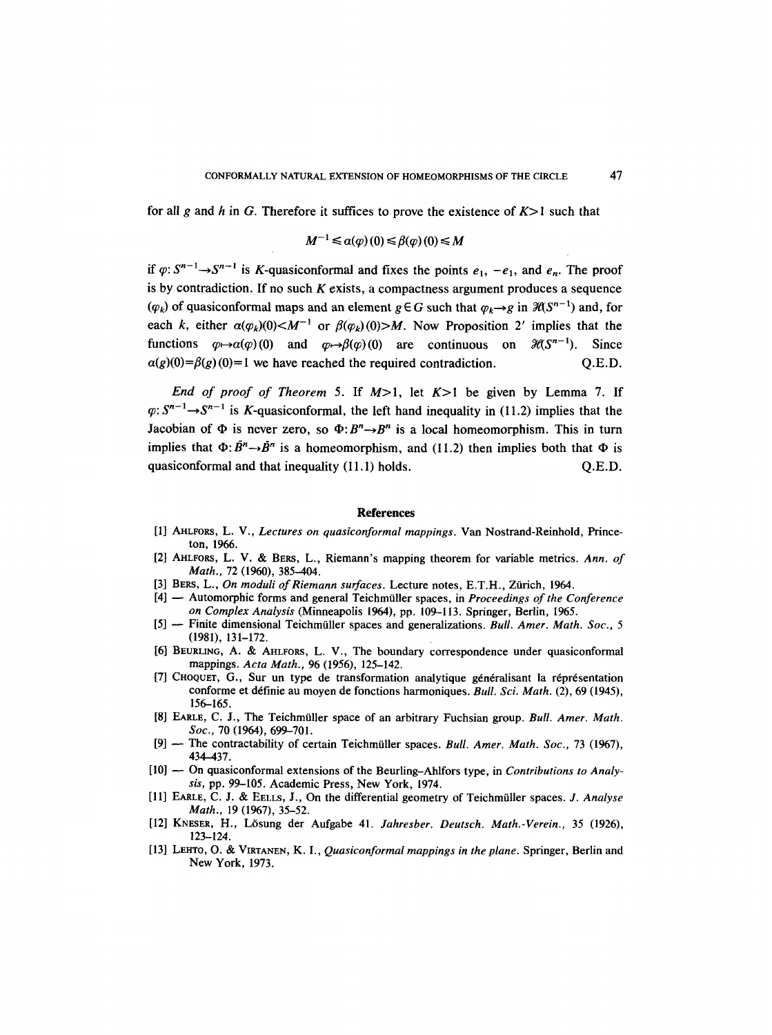for all $g$ and $h$ in $G$. Therefore it suffices to prove the existence of $K>1$ such that

$$M^{-1} \leq \alpha(\varphi)(0) \leq \beta(\varphi)(0) \leq M$$

if $\varphi: S^{n-1} \to S^{n-1}$ is $K$-quasiconformal and fixes the points $e_1$, $-e_1$, and $e_n$. The proof is by contradiction. If no such $K$ exists, a compactness argument produces a sequence $(\varphi_k)$ of quasiconformal maps and an element $g \in G$ such that $\varphi_k \to g$ in $\mathcal{H}(S^{n-1})$ and, for each $k$, either $\alpha(\varphi_k)(0) < M^{-1}$ or $\beta(\varphi_k)(0) > M$. Now Proposition 2′ implies that the functions $\varphi \mapsto \alpha(\varphi)(0)$ and $\varphi \mapsto \beta(\varphi)(0)$ are continuous on $\mathcal{H}(S^{n-1})$. Since $\alpha(g)(0) = \beta(g)(0) = 1$ we have reached the required contradiction. Q.E.D.

*End of proof of Theorem* 5. If $M>1$, let $K>1$ be given by Lemma 7. If $\varphi: S^{n-1} \to S^{n-1}$ is $K$-quasiconformal, the left hand inequality in (11.2) implies that the Jacobian of $\Phi$ is never zero, so $\Phi: B^n \to B^n$ is a local homeomorphism. This in turn implies that $\Phi: \bar{B}^n \to \bar{B}^n$ is a homeomorphism, and (11.2) then implies both that $\Phi$ is quasiconformal and that inequality (11.1) holds. Q.E.D.

## References

[1] Ahlfors, L. V., *Lectures on quasiconformal mappings*. Van Nostrand-Reinhold, Princeton, 1966.

[2] Ahlfors, L. V. & Bers, L., Riemann's mapping theorem for variable metrics. *Ann. of Math.*, 72 (1960), 385–404.

[3] Bers, L., *On moduli of Riemann surfaces*. Lecture notes, E.T.H., Zürich, 1964.

[4] — Automorphic forms and general Teichmüller spaces, in *Proceedings of the Conference on Complex Analysis* (Minneapolis 1964), pp. 109–113. Springer, Berlin, 1965.

[5] — Finite dimensional Teichmüller spaces and generalizations. *Bull. Amer. Math. Soc.*, 5 (1981), 131–172.

[6] Beurling, A. & Ahlfors, L. V., The boundary correspondence under quasiconformal mappings. *Acta Math.*, 96 (1956), 125–142.

[7] Choquet, G., Sur un type de transformation analytique généralisant la répresentation conforme et définie au moyen de fonctions harmoniques. *Bull. Sci. Math.* (2), 69 (1945), 156–165.

[8] Earle, C. J., The Teichmüller space of an arbitrary Fuchsian group. *Bull. Amer. Math. Soc.*, 70 (1964), 699–701.

[9] — The contractability of certain Teichmüller spaces. *Bull. Amer. Math. Soc.*, 73 (1967), 434–437.

[10] — On quasiconformal extensions of the Beurling–Ahlfors type, in *Contributions to Analysis*, pp. 99–105. Academic Press, New York, 1974.

[11] Earle, C. J. & Eells, J., On the differential geometry of Teichmüller spaces. *J. Analyse Math.*, 19 (1967), 35–52.

[12] Kneser, H., Lösung der Aufgabe 41. *Jahresber. Deutsch. Math.-Verein.*, 35 (1926), 123–124.

[13] Lehto, O. & Virtanen, K. I., *Quasiconformal mappings in the plane*. Springer, Berlin and New York, 1973.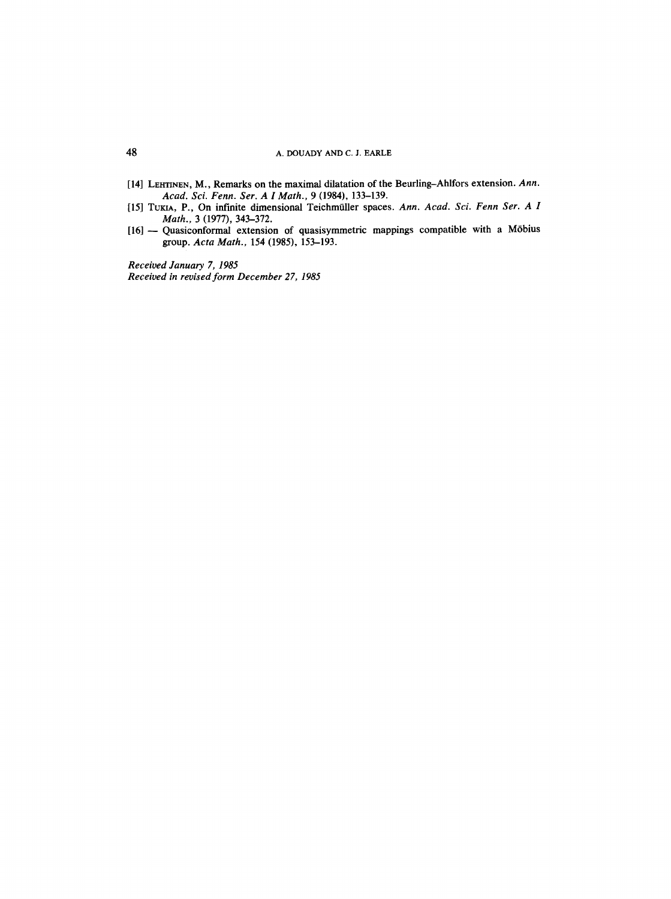[14] LEHTINEN, M., Remarks on the maximal dilatation of the Beurling–Ahlfors extension. *Ann. Acad. Sci. Fenn. Ser. A I Math.*, 9 (1984), 133–139.

[15] TUKIA, P., On infinite dimensional Teichmüller spaces. *Ann. Acad. Sci. Fenn Ser. A I Math.*, 3 (1977), 343–372.

[16] — Quasiconformal extension of quasisymmetric mappings compatible with a Möbius group. *Acta Math.*, 154 (1985), 153–193.

*Received January 7, 1985*
*Received in revised form December 27, 1985*